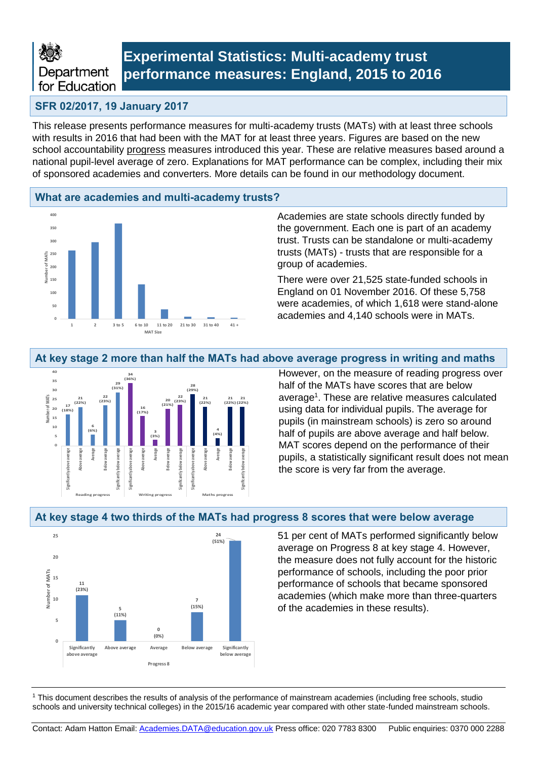# Experimental Statistics: Multi-academy trust performance measures: England, 2015 to 2016

## SFR 02/2017, 19 January 2017

This release presents performance measures for multi-academy trusts (MATs) with at least three schools with results in 2016 that had been with the MAT for at least three years. Figures are based on the new school accountability progress measures introduced this year. These are relative measures based around a national pupil-level average of zero. Explanations for MAT performance can be complex, including their mix of sponsored academies and converters. More details can be found in our methodology document.

## What are academies and multi-academy trusts?

Academies are state schools directly funded by the government. Each one is part of an academy trust. Trusts can be standalone or multi-academy trusts (MATs) - trusts that are responsible for a group of academies.

There were over 21,525 state-funded schools in England on 01 November 2016. Of these 5,758 were academies, of which 1,618 were stand-alone academies and 4,140 schools were in MATs.

## At key stage 2 more than half the MATs had above average progress in writing and maths

| | Significantly above average | Above average | Average | Below average | Significantly below average |
|---|---|---|---|---|---|
| Reading progress | 17 (18%) | 21 (22%) | 6 (6%) | 22 (23%) | 29 (31%) |
| Writing progress | 34 (36%) | 16 (17%) | 3 (3%) | 20 (21%) | 22 (23%) |
| Maths progress | 28 (29%) | 21 (22%) | 4 (4%) | 21 (22%) | 21 (22%) |

However, on the measure of reading progress over half of the MATs have scores that are below average[1]. These are relative measures calculated using data for individual pupils. The average for pupils (in mainstream schools) is zero so around half of pupils are above average and half below. MAT scores depend on the performance of their pupils, a statistically significant result does not mean the score is very far from the average.

## At key stage 4 two thirds of the MATs had progress 8 scores that were below average

| Progress 8 | Significantly above average | Above average | Average | Below average | Significantly below average |
|---|---|---|---|---|---|
| Number of MATs | 11 (23%) | 5 (11%) | 0 (0%) | 7 (15%) | 24 (51%) |

51 per cent of MATs performed significantly below average on Progress 8 at key stage 4. However, the measure does not fully account for the historic performance of schools, including the poor prior performance of schools that became sponsored academies (which make more than three-quarters of the academies in these results).

[1] This document describes the results of analysis of the performance of mainstream academies (including free schools, studio schools and university technical colleges) in the 2015/16 academic year compared with other state-funded mainstream schools.

Contact: Adam Hatton Email: Academies.DATA@education.gov.uk Press office: 020 7783 8300 Public enquiries: 0370 000 2288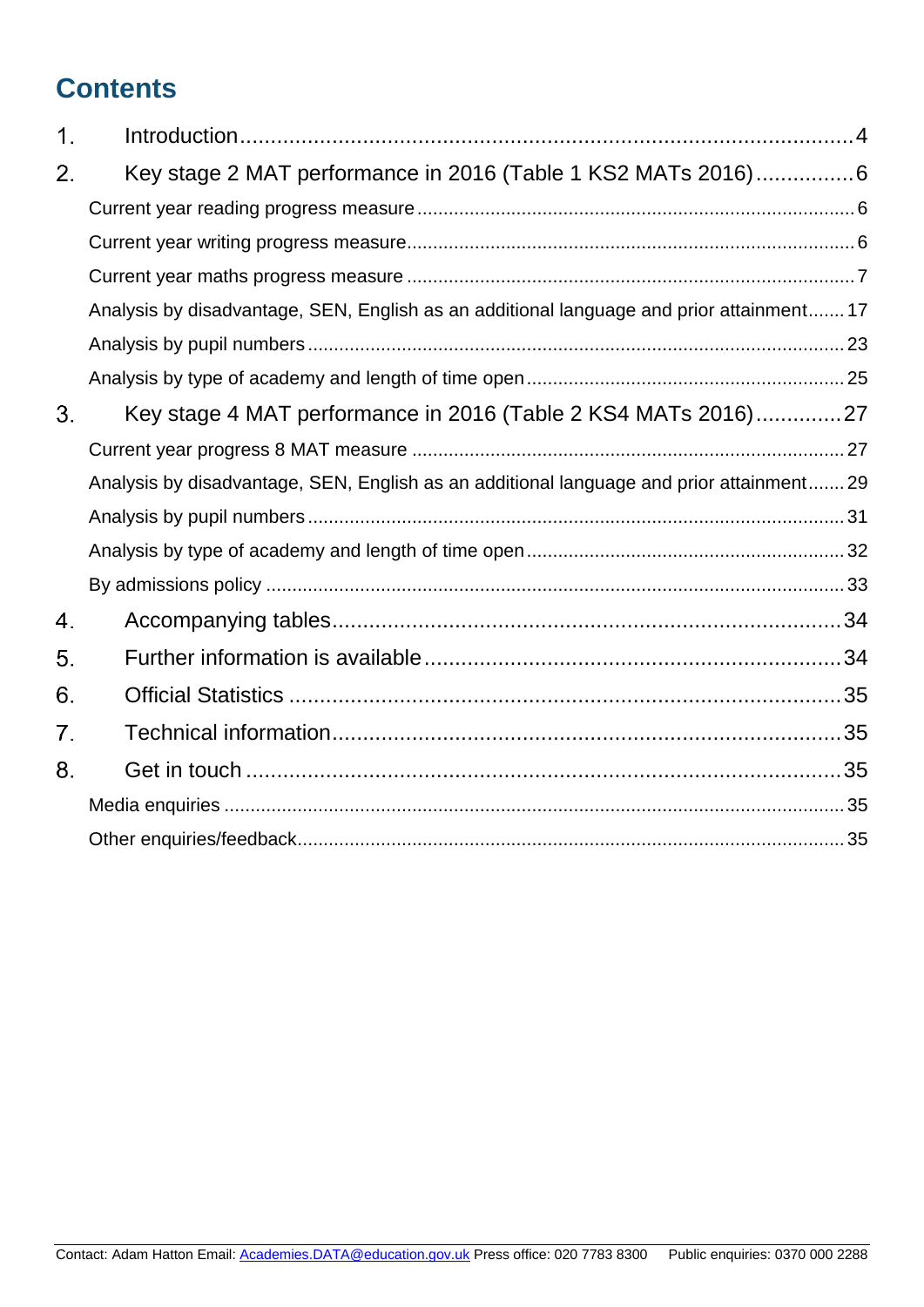# Contents

1. Introduction....4
2. Key stage 2 MAT performance in 2016 (Table 1 KS2 MATs 2016)....6
   - Current year reading progress measure....6
   - Current year writing progress measure....6
   - Current year maths progress measure....7
   - Analysis by disadvantage, SEN, English as an additional language and prior attainment....17
   - Analysis by pupil numbers....23
   - Analysis by type of academy and length of time open....25
3. Key stage 4 MAT performance in 2016 (Table 2 KS4 MATs 2016)....27
   - Current year progress 8 MAT measure....27
   - Analysis by disadvantage, SEN, English as an additional language and prior attainment....29
   - Analysis by pupil numbers....31
   - Analysis by type of academy and length of time open....32
   - By admissions policy....33
4. Accompanying tables....34
5. Further information is available....34
6. Official Statistics....35
7. Technical information....35
8. Get in touch....35
   - Media enquiries....35
   - Other enquiries/feedback....35

Contact: Adam Hatton Email: Academies.DATA@education.gov.uk Press office: 020 7783 8300 Public enquiries: 0370 000 2288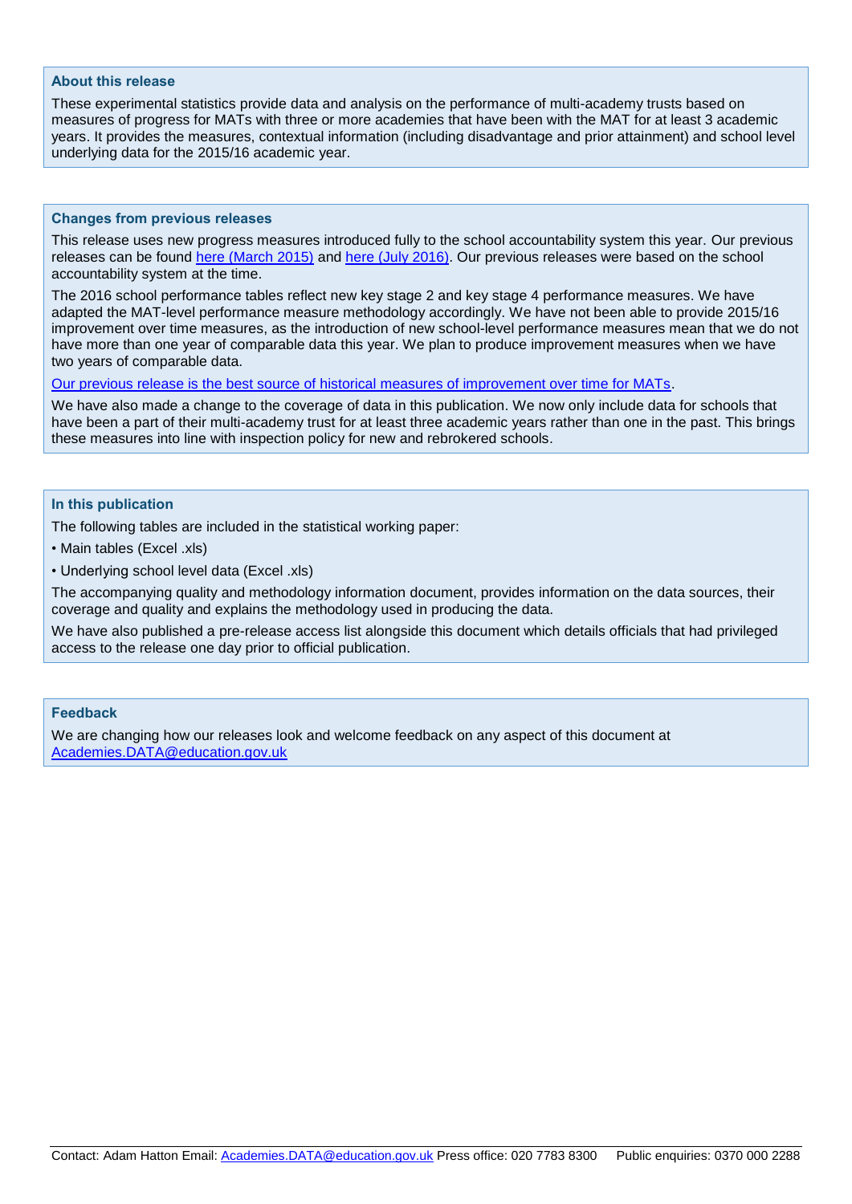### About this release

These experimental statistics provide data and analysis on the performance of multi-academy trusts based on measures of progress for MATs with three or more academies that have been with the MAT for at least 3 academic years. It provides the measures, contextual information (including disadvantage and prior attainment) and school level underlying data for the 2015/16 academic year.

### Changes from previous releases

This release uses new progress measures introduced fully to the school accountability system this year. Our previous releases can be found here (March 2015) and here (July 2016). Our previous releases were based on the school accountability system at the time.

The 2016 school performance tables reflect new key stage 2 and key stage 4 performance measures. We have adapted the MAT-level performance measure methodology accordingly. We have not been able to provide 2015/16 improvement over time measures, as the introduction of new school-level performance measures mean that we do not have more than one year of comparable data this year. We plan to produce improvement measures when we have two years of comparable data.

Our previous release is the best source of historical measures of improvement over time for MATs.

We have also made a change to the coverage of data in this publication. We now only include data for schools that have been a part of their multi-academy trust for at least three academic years rather than one in the past. This brings these measures into line with inspection policy for new and rebrokered schools.

### In this publication

The following tables are included in the statistical working paper:

- Main tables (Excel .xls)
- Underlying school level data (Excel .xls)

The accompanying quality and methodology information document, provides information on the data sources, their coverage and quality and explains the methodology used in producing the data.

We have also published a pre-release access list alongside this document which details officials that had privileged access to the release one day prior to official publication.

### Feedback

We are changing how our releases look and welcome feedback on any aspect of this document at Academies.DATA@education.gov.uk

Contact: Adam Hatton Email: Academies.DATA@education.gov.uk Press office: 020 7783 8300 Public enquiries: 0370 000 2288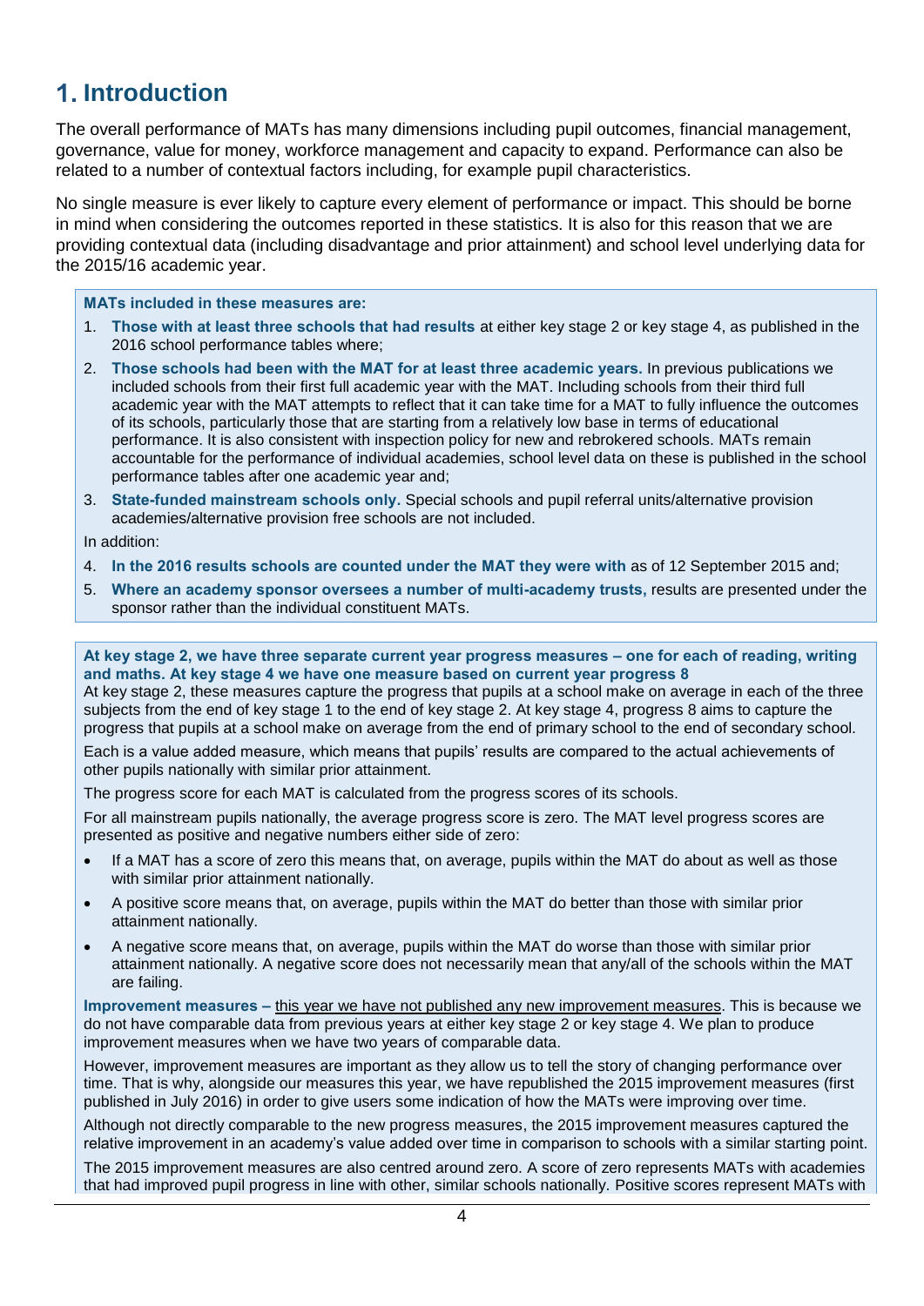# 1. Introduction

The overall performance of MATs has many dimensions including pupil outcomes, financial management, governance, value for money, workforce management and capacity to expand. Performance can also be related to a number of contextual factors including, for example pupil characteristics.

No single measure is ever likely to capture every element of performance or impact. This should be borne in mind when considering the outcomes reported in these statistics. It is also for this reason that we are providing contextual data (including disadvantage and prior attainment) and school level underlying data for the 2015/16 academic year.

**MATs included in these measures are:**

1. **Those with at least three schools that had results** at either key stage 2 or key stage 4, as published in the 2016 school performance tables where;
2. **Those schools had been with the MAT for at least three academic years.** In previous publications we included schools from their first full academic year with the MAT. Including schools from their third full academic year with the MAT attempts to reflect that it can take time for a MAT to fully influence the outcomes of its schools, particularly those that are starting from a relatively low base in terms of educational performance. It is also consistent with inspection policy for new and rebrokered schools. MATs remain accountable for the performance of individual academies, school level data on these is published in the school performance tables after one academic year and;
3. **State-funded mainstream schools only.** Special schools and pupil referral units/alternative provision academies/alternative provision free schools are not included.

In addition:

4. **In the 2016 results schools are counted under the MAT they were with** as of 12 September 2015 and;
5. **Where an academy sponsor oversees a number of multi-academy trusts,** results are presented under the sponsor rather than the individual constituent MATs.

**At key stage 2, we have three separate current year progress measures – one for each of reading, writing and maths. At key stage 4 we have one measure based on current year progress 8**

At key stage 2, these measures capture the progress that pupils at a school make on average in each of the three subjects from the end of key stage 1 to the end of key stage 2. At key stage 4, progress 8 aims to capture the progress that pupils at a school make on average from the end of primary school to the end of secondary school.

Each is a value added measure, which means that pupils' results are compared to the actual achievements of other pupils nationally with similar prior attainment.

The progress score for each MAT is calculated from the progress scores of its schools.

For all mainstream pupils nationally, the average progress score is zero. The MAT level progress scores are presented as positive and negative numbers either side of zero:

- If a MAT has a score of zero this means that, on average, pupils within the MAT do about as well as those with similar prior attainment nationally.
- A positive score means that, on average, pupils within the MAT do better than those with similar prior attainment nationally.
- A negative score means that, on average, pupils within the MAT do worse than those with similar prior attainment nationally. A negative score does not necessarily mean that any/all of the schools within the MAT are failing.

**Improvement measures –** this year we have not published any new improvement measures. This is because we do not have comparable data from previous years at either key stage 2 or key stage 4. We plan to produce improvement measures when we have two years of comparable data.

However, improvement measures are important as they allow us to tell the story of changing performance over time. That is why, alongside our measures this year, we have republished the 2015 improvement measures (first published in July 2016) in order to give users some indication of how the MATs were improving over time.

Although not directly comparable to the new progress measures, the 2015 improvement measures captured the relative improvement in an academy's value added over time in comparison to schools with a similar starting point.

The 2015 improvement measures are also centred around zero. A score of zero represents MATs with academies that had improved pupil progress in line with other, similar schools nationally. Positive scores represent MATs with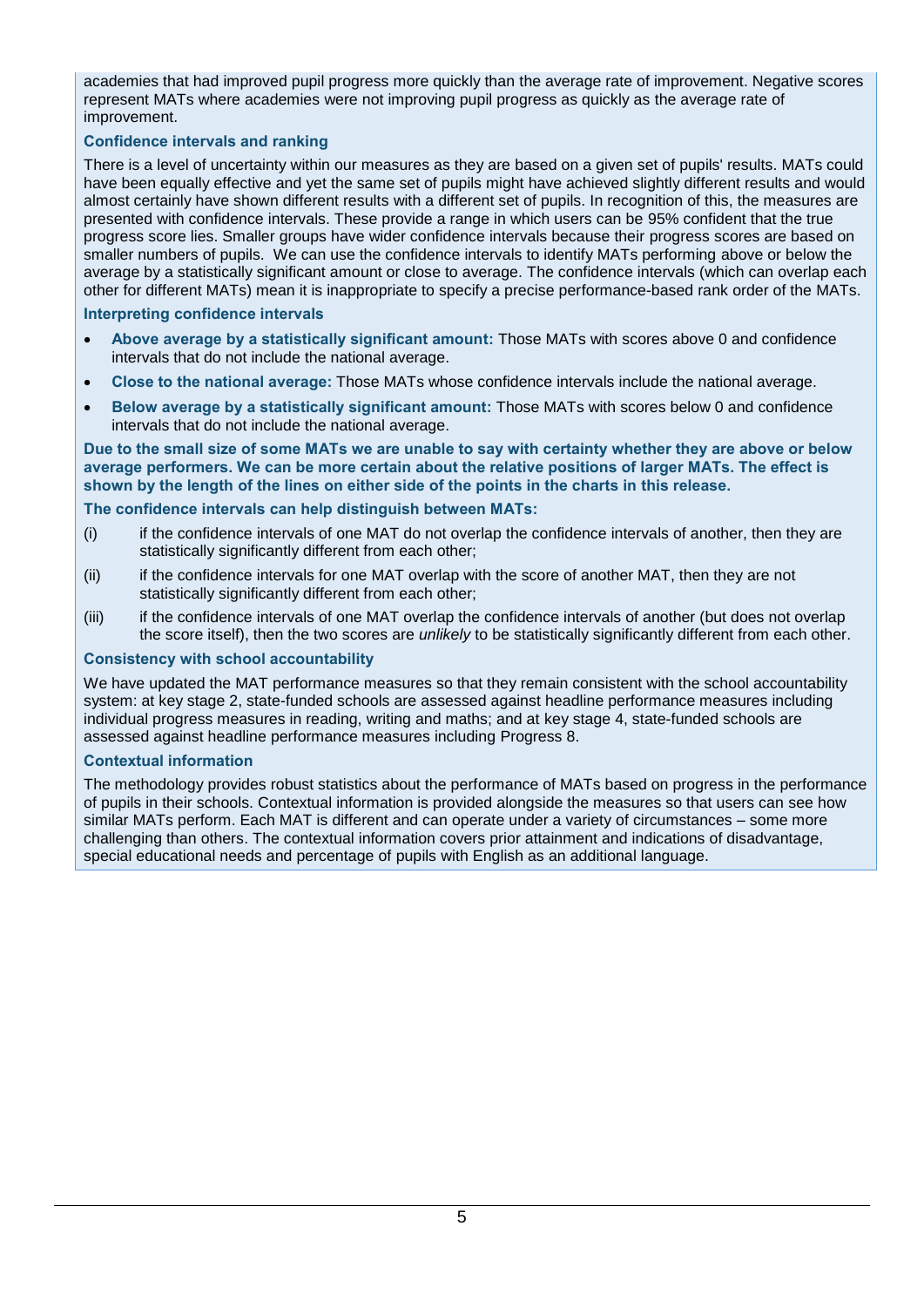academies that had improved pupil progress more quickly than the average rate of improvement. Negative scores represent MATs where academies were not improving pupil progress as quickly as the average rate of improvement.

### Confidence intervals and ranking

There is a level of uncertainty within our measures as they are based on a given set of pupils' results. MATs could have been equally effective and yet the same set of pupils might have achieved slightly different results and would almost certainly have shown different results with a different set of pupils. In recognition of this, the measures are presented with confidence intervals. These provide a range in which users can be 95% confident that the true progress score lies. Smaller groups have wider confidence intervals because their progress scores are based on smaller numbers of pupils. We can use the confidence intervals to identify MATs performing above or below the average by a statistically significant amount or close to average. The confidence intervals (which can overlap each other for different MATs) mean it is inappropriate to specify a precise performance-based rank order of the MATs.

### Interpreting confidence intervals

- **Above average by a statistically significant amount:** Those MATs with scores above 0 and confidence intervals that do not include the national average.
- **Close to the national average:** Those MATs whose confidence intervals include the national average.
- **Below average by a statistically significant amount:** Those MATs with scores below 0 and confidence intervals that do not include the national average.

**Due to the small size of some MATs we are unable to say with certainty whether they are above or below average performers. We can be more certain about the relative positions of larger MATs. The effect is shown by the length of the lines on either side of the points in the charts in this release.**

**The confidence intervals can help distinguish between MATs:**

(i) if the confidence intervals of one MAT do not overlap the confidence intervals of another, then they are statistically significantly different from each other;

(ii) if the confidence intervals for one MAT overlap with the score of another MAT, then they are not statistically significantly different from each other;

(iii) if the confidence intervals of one MAT overlap the confidence intervals of another (but does not overlap the score itself), then the two scores are *unlikely* to be statistically significantly different from each other.

### Consistency with school accountability

We have updated the MAT performance measures so that they remain consistent with the school accountability system: at key stage 2, state-funded schools are assessed against headline performance measures including individual progress measures in reading, writing and maths; and at key stage 4, state-funded schools are assessed against headline performance measures including Progress 8.

### Contextual information

The methodology provides robust statistics about the performance of MATs based on progress in the performance of pupils in their schools. Contextual information is provided alongside the measures so that users can see how similar MATs perform. Each MAT is different and can operate under a variety of circumstances – some more challenging than others. The contextual information covers prior attainment and indications of disadvantage, special educational needs and percentage of pupils with English as an additional language.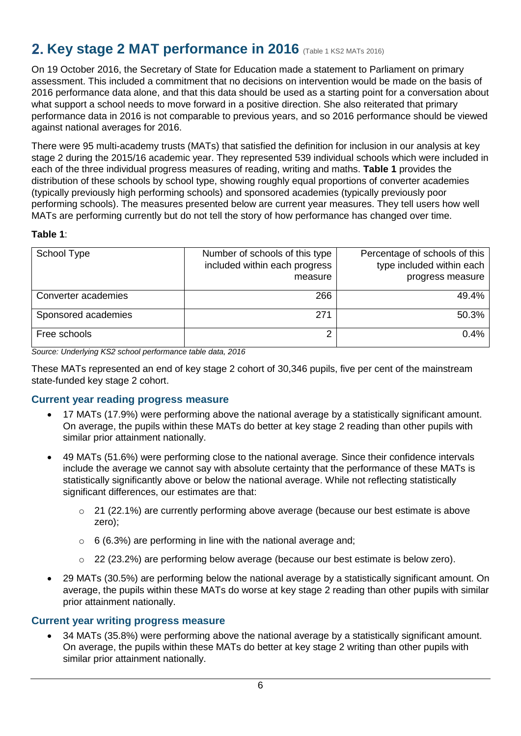## 2. Key stage 2 MAT performance in 2016 (Table 1 KS2 MATs 2016)

On 19 October 2016, the Secretary of State for Education made a statement to Parliament on primary assessment. This included a commitment that no decisions on intervention would be made on the basis of 2016 performance data alone, and that this data should be used as a starting point for a conversation about what support a school needs to move forward in a positive direction. She also reiterated that primary performance data in 2016 is not comparable to previous years, and so 2016 performance should be viewed against national averages for 2016.

There were 95 multi-academy trusts (MATs) that satisfied the definition for inclusion in our analysis at key stage 2 during the 2015/16 academic year. They represented 539 individual schools which were included in each of the three individual progress measures of reading, writing and maths. **Table 1** provides the distribution of these schools by school type, showing roughly equal proportions of converter academies (typically previously high performing schools) and sponsored academies (typically previously poor performing schools). The measures presented below are current year measures. They tell users how well MATs are performing currently but do not tell the story of how performance has changed over time.

**Table 1**:

| School Type | Number of schools of this type included within each progress measure | Percentage of schools of this type included within each progress measure |
|---|---:|---:|
| Converter academies | 266 | 49.4% |
| Sponsored academies | 271 | 50.3% |
| Free schools | 2 | 0.4% |

*Source: Underlying KS2 school performance table data, 2016*

These MATs represented an end of key stage 2 cohort of 30,346 pupils, five per cent of the mainstream state-funded key stage 2 cohort.

### Current year reading progress measure

- 17 MATs (17.9%) were performing above the national average by a statistically significant amount. On average, the pupils within these MATs do better at key stage 2 reading than other pupils with similar prior attainment nationally.
- 49 MATs (51.6%) were performing close to the national average. Since their confidence intervals include the average we cannot say with absolute certainty that the performance of these MATs is statistically significantly above or below the national average. While not reflecting statistically significant differences, our estimates are that:
  - 21 (22.1%) are currently performing above average (because our best estimate is above zero);
  - 6 (6.3%) are performing in line with the national average and;
  - 22 (23.2%) are performing below average (because our best estimate is below zero).
- 29 MATs (30.5%) are performing below the national average by a statistically significant amount. On average, the pupils within these MATs do worse at key stage 2 reading than other pupils with similar prior attainment nationally.

### Current year writing progress measure

- 34 MATs (35.8%) were performing above the national average by a statistically significant amount. On average, the pupils within these MATs do better at key stage 2 writing than other pupils with similar prior attainment nationally.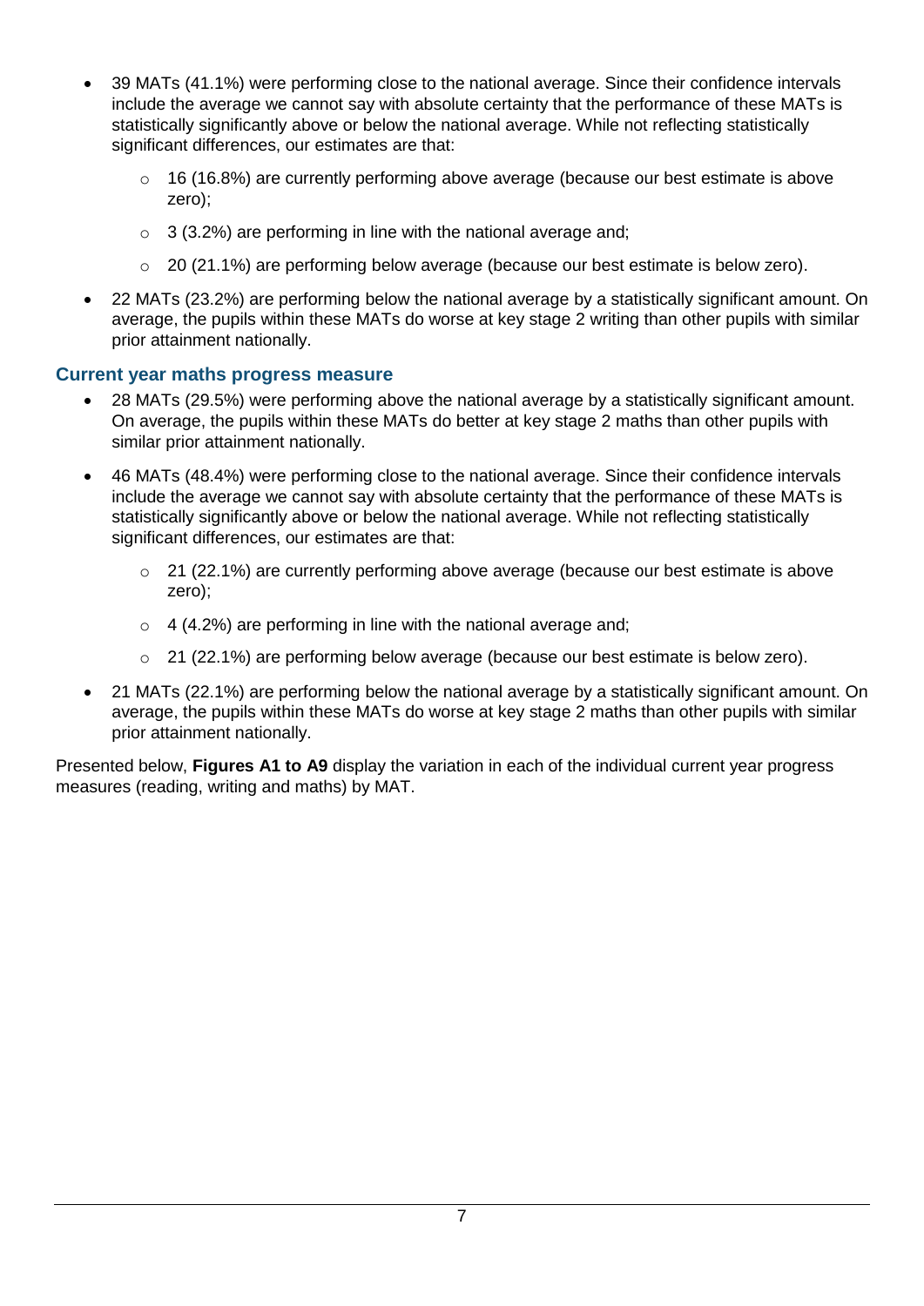- 39 MATs (41.1%) were performing close to the national average. Since their confidence intervals include the average we cannot say with absolute certainty that the performance of these MATs is statistically significantly above or below the national average. While not reflecting statistically significant differences, our estimates are that:
    - 16 (16.8%) are currently performing above average (because our best estimate is above zero);
    - 3 (3.2%) are performing in line with the national average and;
    - 20 (21.1%) are performing below average (because our best estimate is below zero).
- 22 MATs (23.2%) are performing below the national average by a statistically significant amount. On average, the pupils within these MATs do worse at key stage 2 writing than other pupils with similar prior attainment nationally.

### Current year maths progress measure

- 28 MATs (29.5%) were performing above the national average by a statistically significant amount. On average, the pupils within these MATs do better at key stage 2 maths than other pupils with similar prior attainment nationally.
- 46 MATs (48.4%) were performing close to the national average. Since their confidence intervals include the average we cannot say with absolute certainty that the performance of these MATs is statistically significantly above or below the national average. While not reflecting statistically significant differences, our estimates are that:
    - 21 (22.1%) are currently performing above average (because our best estimate is above zero);
    - 4 (4.2%) are performing in line with the national average and;
    - 21 (22.1%) are performing below average (because our best estimate is below zero).
- 21 MATs (22.1%) are performing below the national average by a statistically significant amount. On average, the pupils within these MATs do worse at key stage 2 maths than other pupils with similar prior attainment nationally.

Presented below, **Figures A1 to A9** display the variation in each of the individual current year progress measures (reading, writing and maths) by MAT.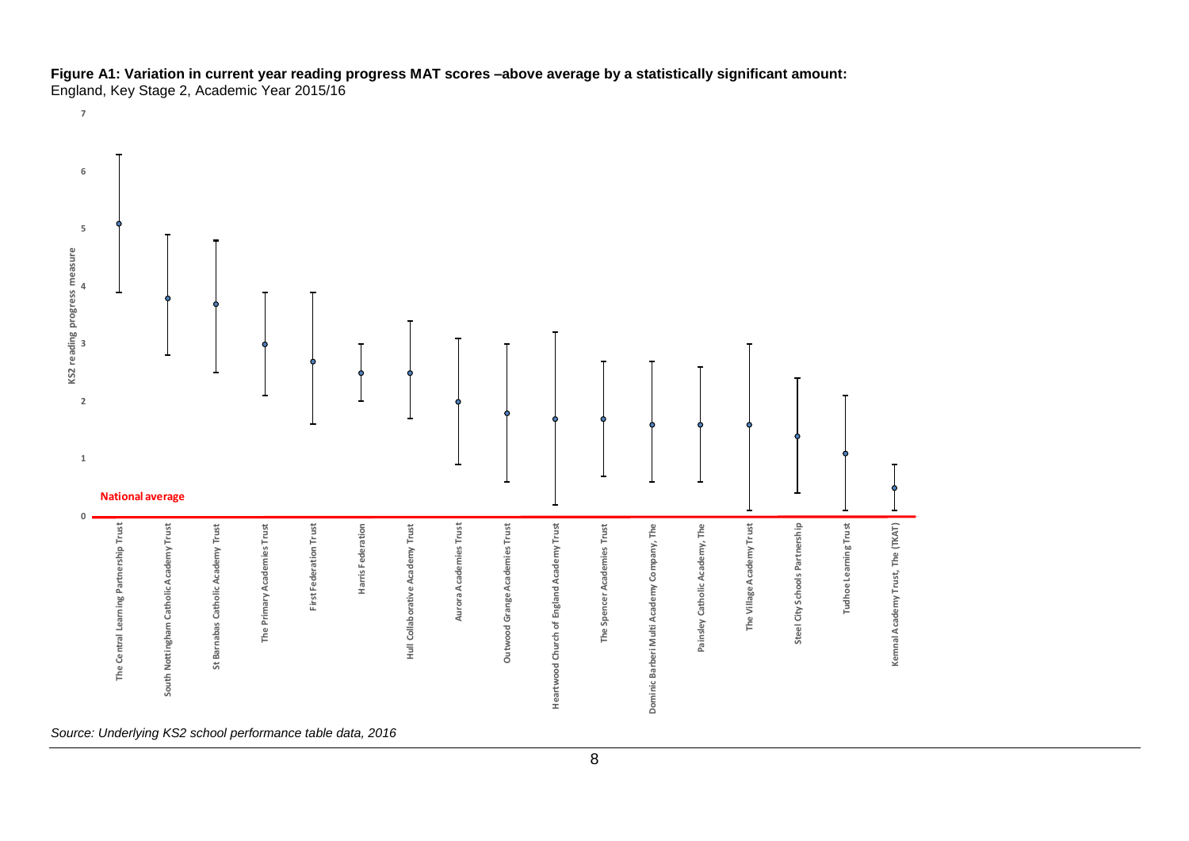**Figure A1: Variation in current year reading progress MAT scores –above average by a statistically significant amount:**
England, Key Stage 2, Academic Year 2015/16

*Source: Underlying KS2 school performance table data, 2016*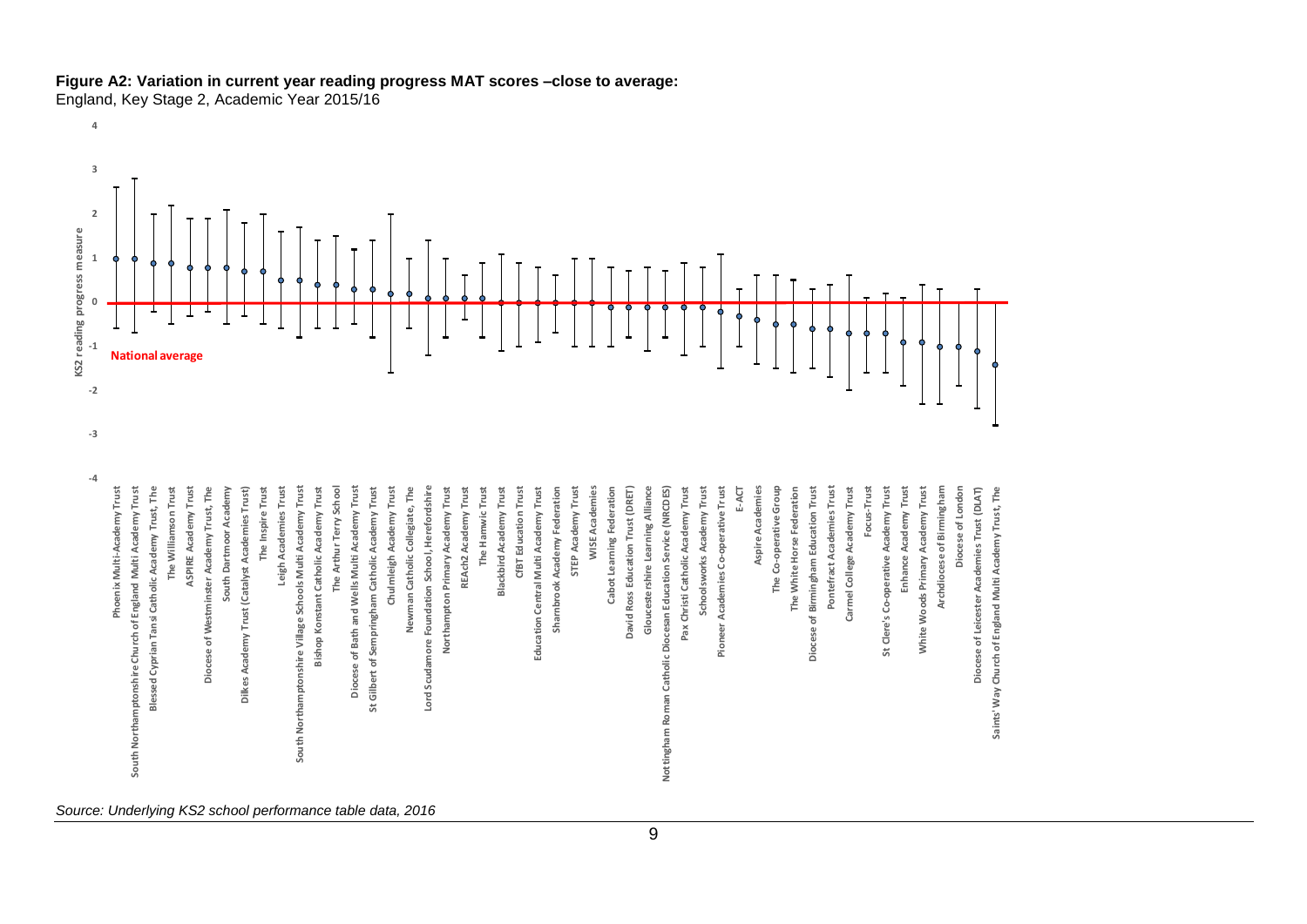**Figure A2: Variation in current year reading progress MAT scores –close to average:**
England, Key Stage 2, Academic Year 2015/16

KS2 reading progress measure

National average

Phoenix Multi-Academy Trust
South Northamptonshire Church of England Multi Academy Trust
Blessed Cyprian Tansi Catholic Academy Trust, The
The Williamson Trust
ASPIRE Academy Trust
Diocese of Westminster Academy Trust, The
South Dartmoor Academy
Dilkes Academy Trust (Catalyst Academies Trust)
The Inspire Trust
Leigh Academies Trust
South Northamptonshire Village Schools Multi Academy Trust
Bishop Konstant Catholic Academy Trust
The Arthur Terry School
Diocese of Bath and Wells Multi Academy Trust
St Gilbert of Sempringham Catholic Academy Trust
Chulmleigh Academy Trust
Newman Catholic Collegiate, The
Lord Scudamore Foundation School, Herefordshire
Northampton Primary Academy Trust
REAch2 Academy Trust
The Hamwic Trust
Blackbird Academy Trust
CfBT Education Trust
Education Central Multi Academy Trust
Shambrook Academy Federation
STEP Academy Trust
WISE Academies
Cabot Learning Federation
David Ross Education Trust (DRET)
Gloucestershire Learning Alliance
Nottingham Roman Catholic Diocesan Education Service (NRCDES)
Pax Christi Catholic Academy Trust
Schoolsworks Academy Trust
Pioneer Academies Co-operative Trust
E-ACT
Aspire Academies
The Co-operative Group
The White Horse Federation
Diocese of Birmingham Education Trust
Pontefract Academies Trust
Carmel College Academy Trust
Focus-Trust
St Clere's Co-operative Academy Trust
Enhance Academy Trust
White Woods Primary Academy Trust
Archdiocese of Birmingham
Diocese of London
Diocese of Leicester Academies Trust (DLAT)
Saints' Way Church of England Multi Academy Trust, The

*Source: Underlying KS2 school performance table data, 2016*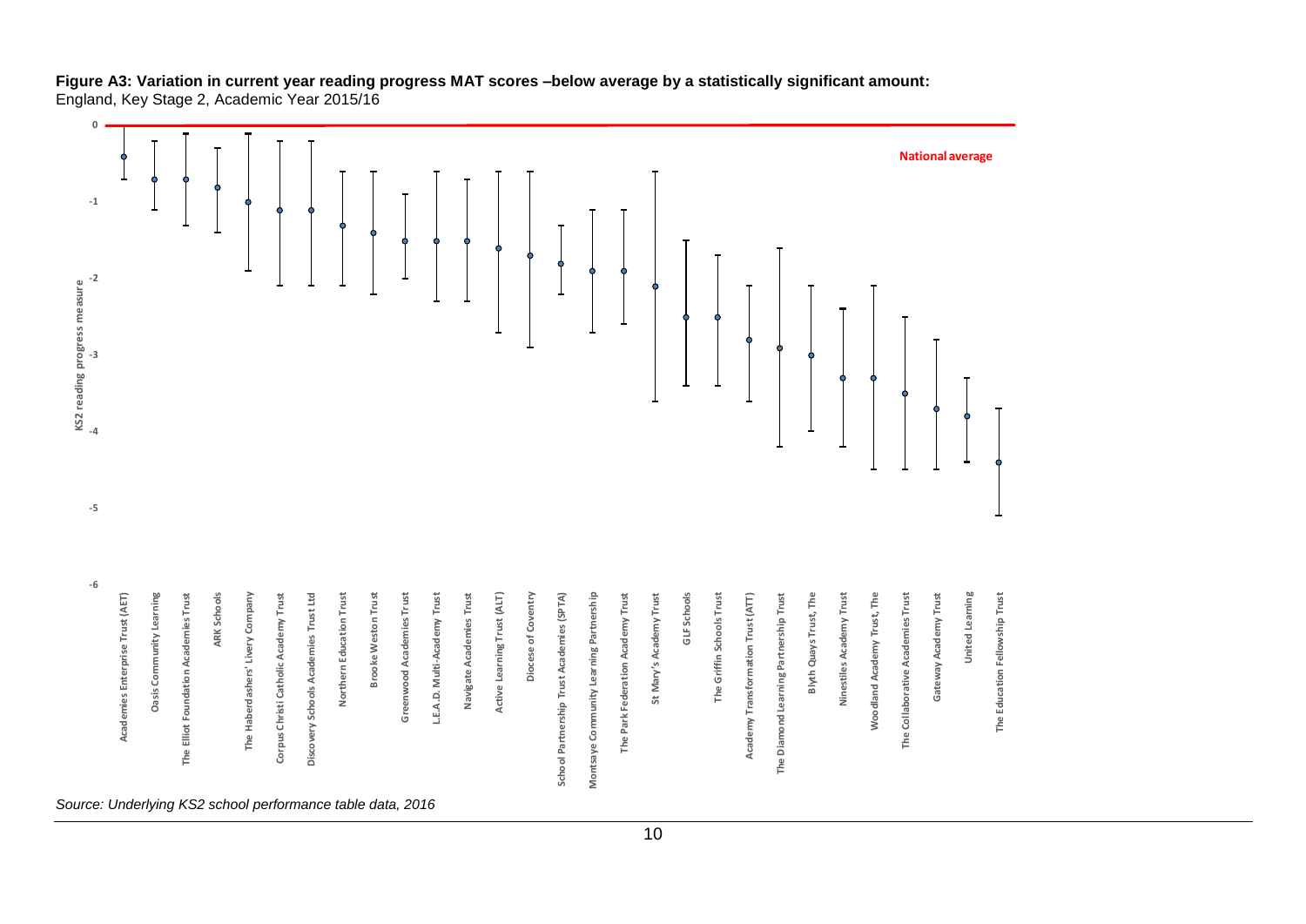**Figure A3: Variation in current year reading progress MAT scores –below average by a statistically significant amount:**
England, Key Stage 2, Academic Year 2015/16

*Source: Underlying KS2 school performance table data, 2016*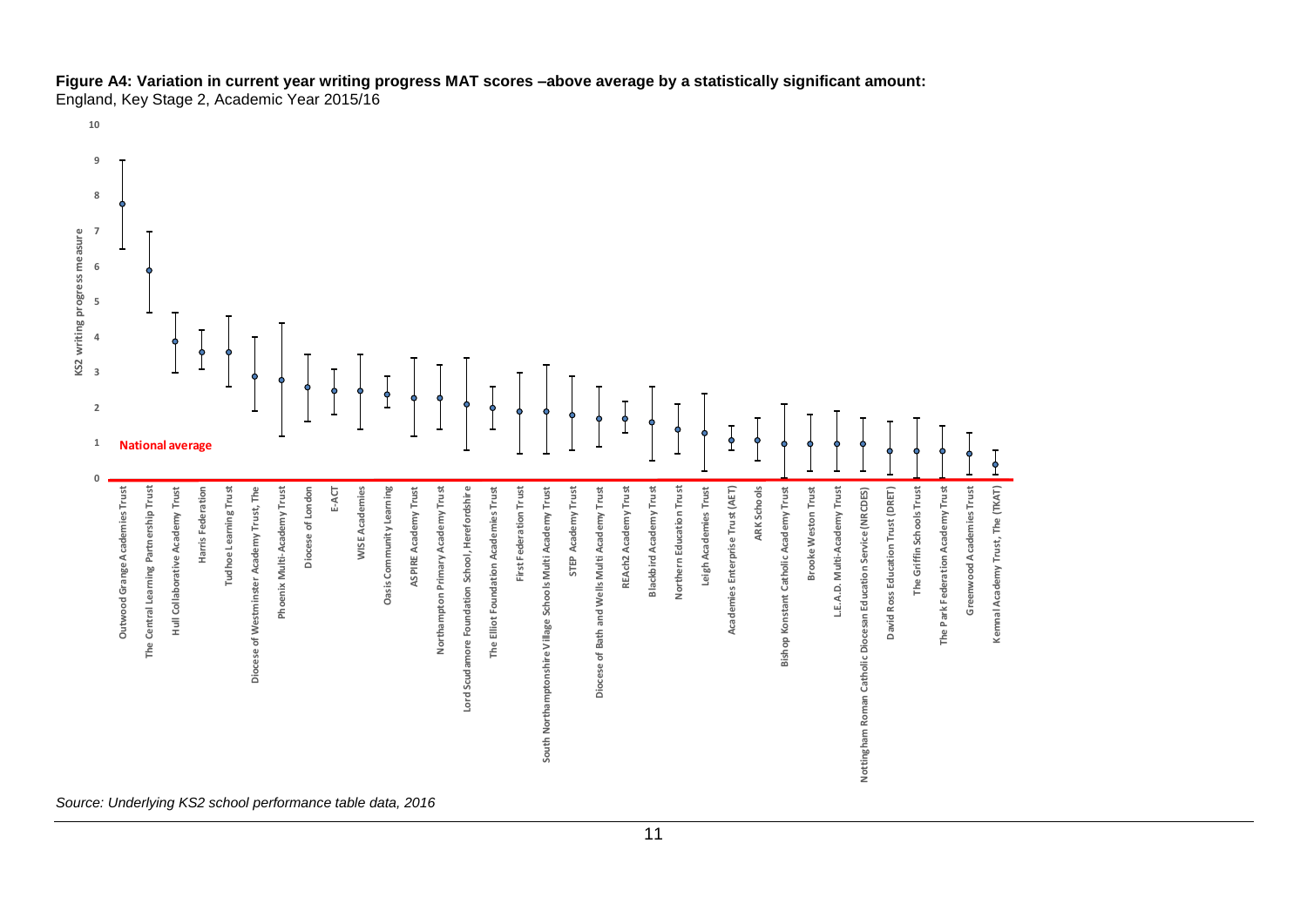**Figure A4: Variation in current year writing progress MAT scores –above average by a statistically significant amount:**
England, Key Stage 2, Academic Year 2015/16

*Source: Underlying KS2 school performance table data, 2016*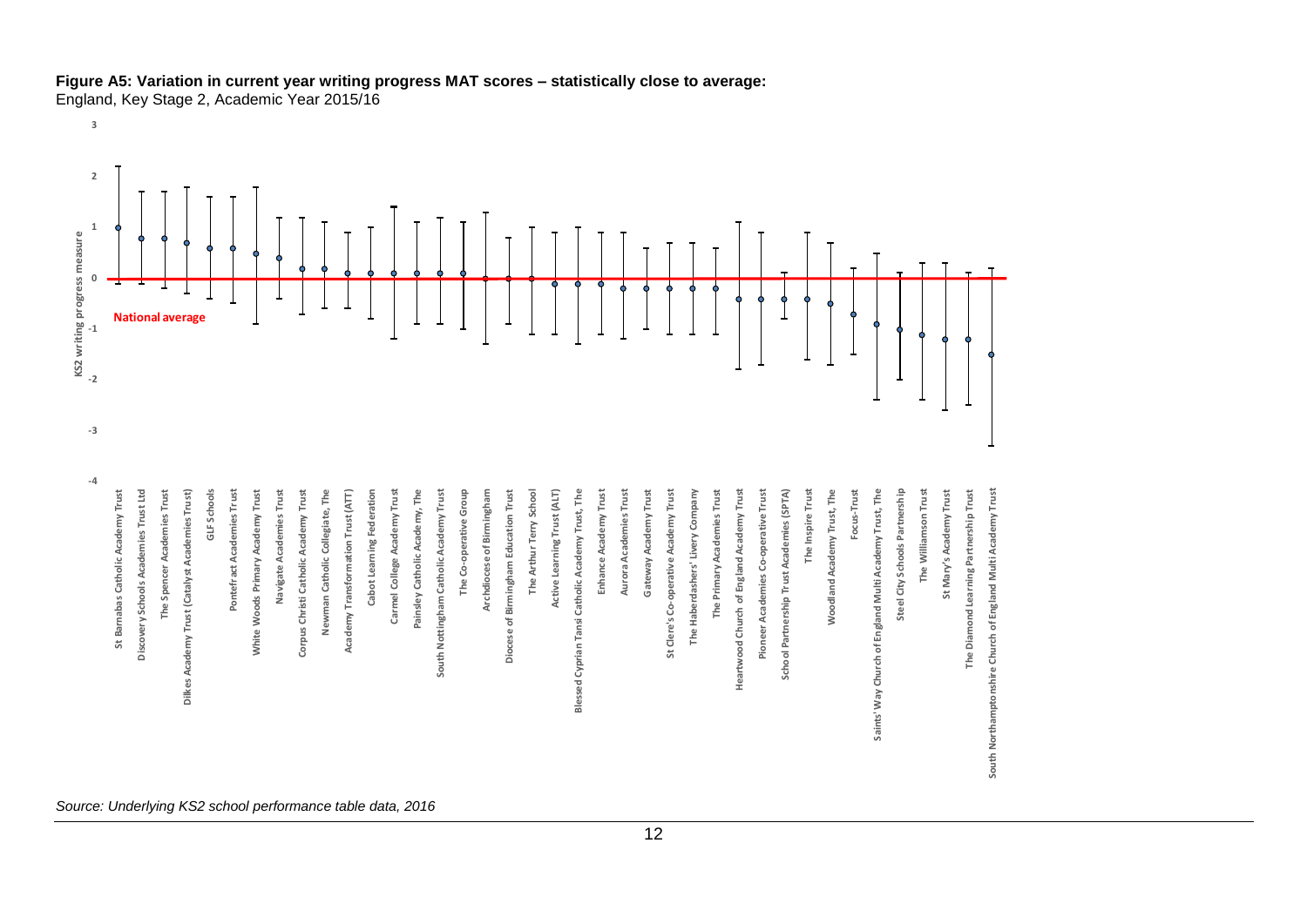**Figure A5: Variation in current year writing progress MAT scores – statistically close to average:**
England, Key Stage 2, Academic Year 2015/16

*Source: Underlying KS2 school performance table data, 2016*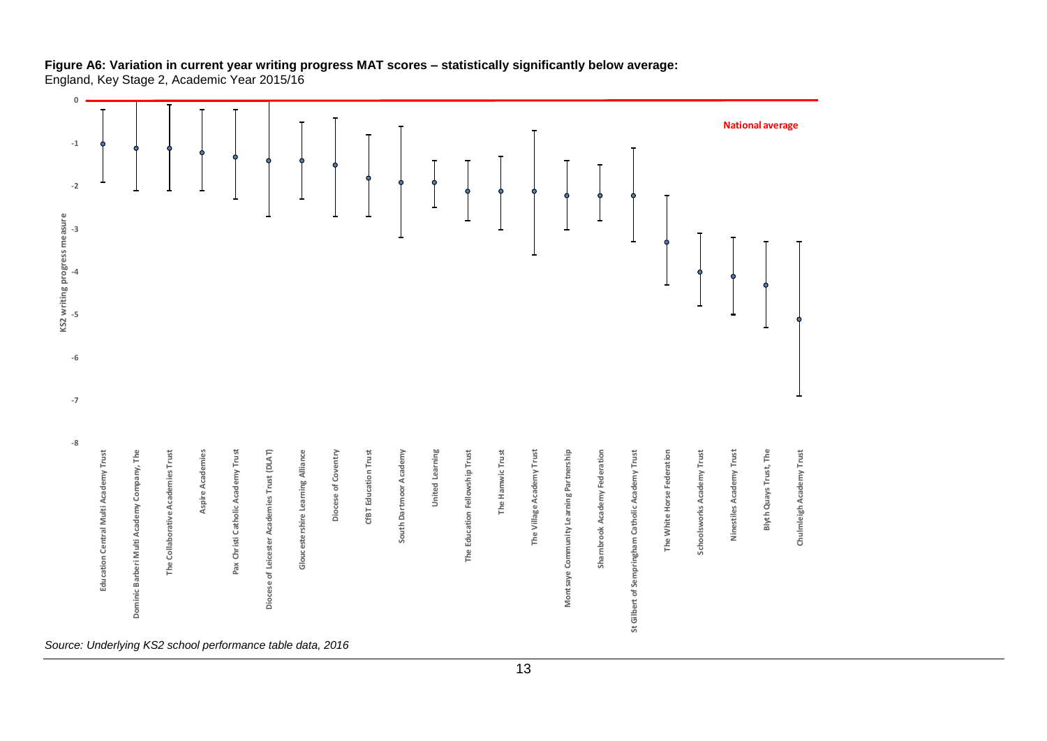**Figure A6: Variation in current year writing progress MAT scores – statistically significantly below average:**
England, Key Stage 2, Academic Year 2015/16

*Source: Underlying KS2 school performance table data, 2016*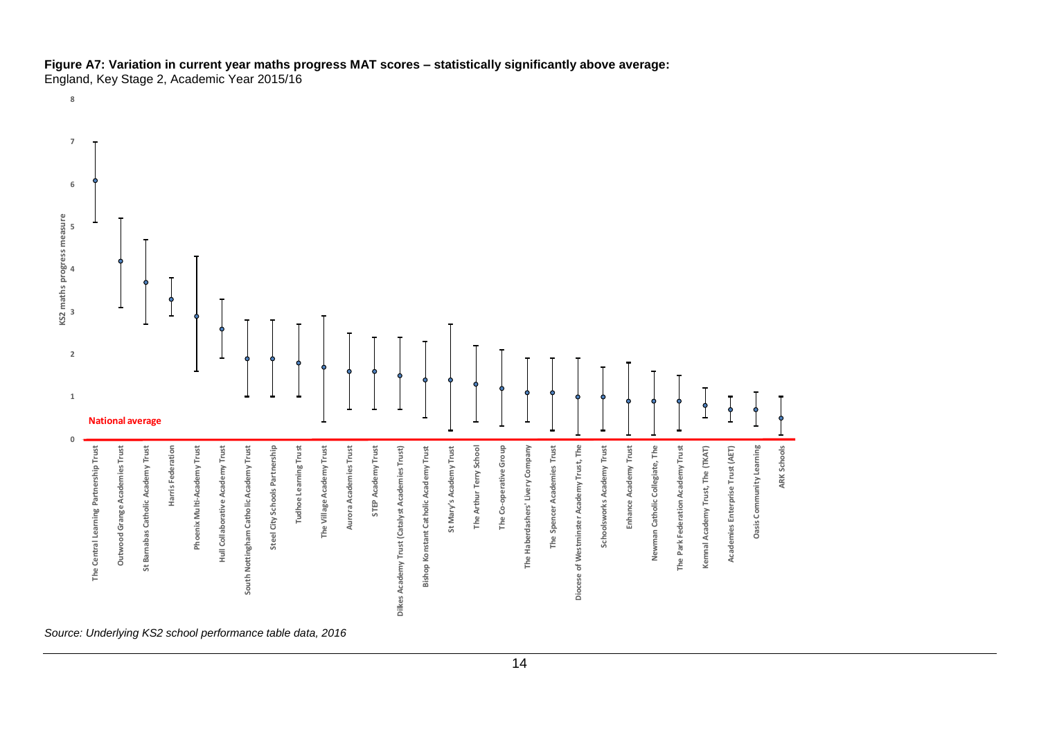**Figure A7: Variation in current year maths progress MAT scores – statistically significantly above average:**
England, Key Stage 2, Academic Year 2015/16

*Source: Underlying KS2 school performance table data, 2016*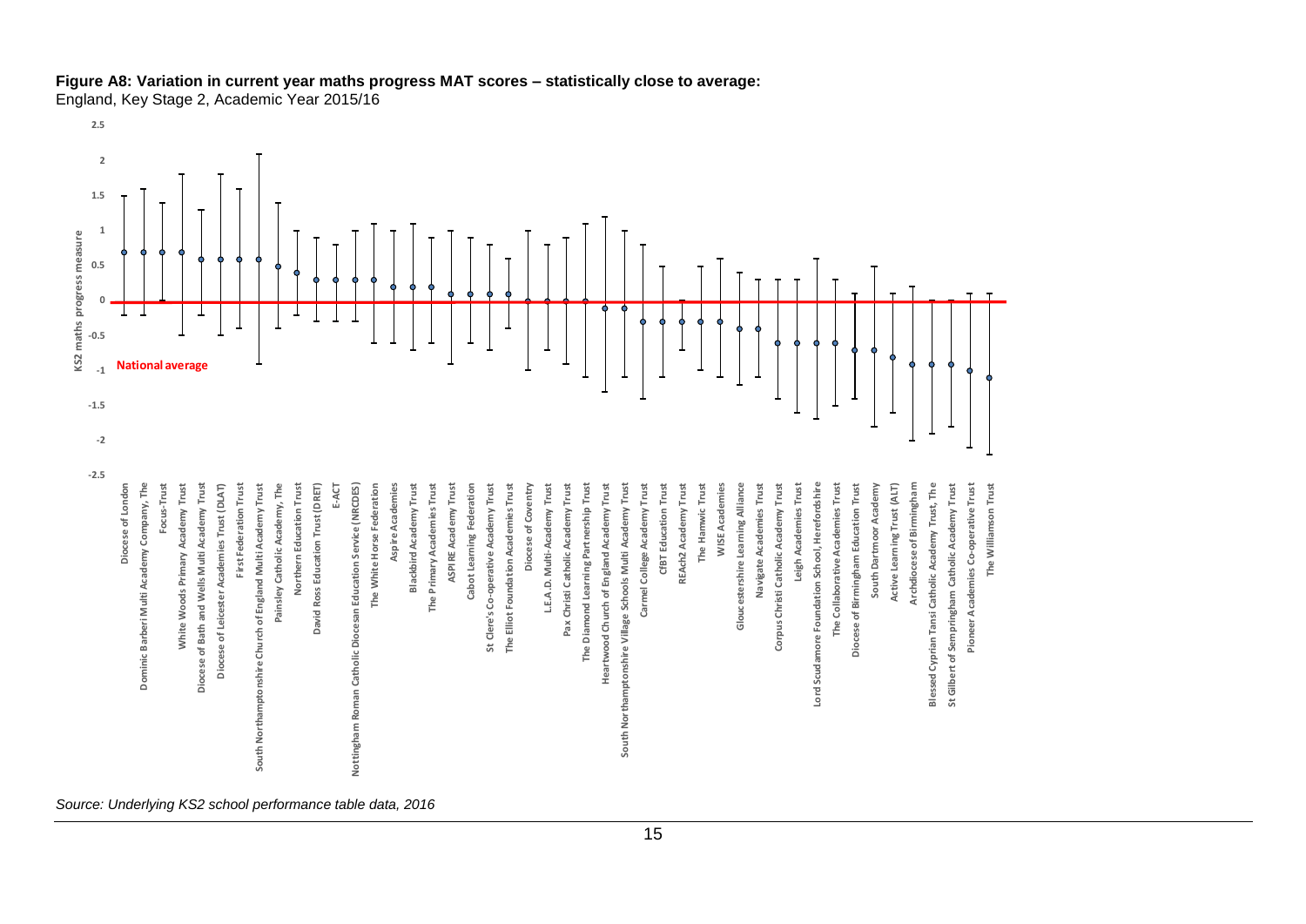**Figure A8: Variation in current year maths progress MAT scores – statistically close to average:**
England, Key Stage 2, Academic Year 2015/16

*Source: Underlying KS2 school performance table data, 2016*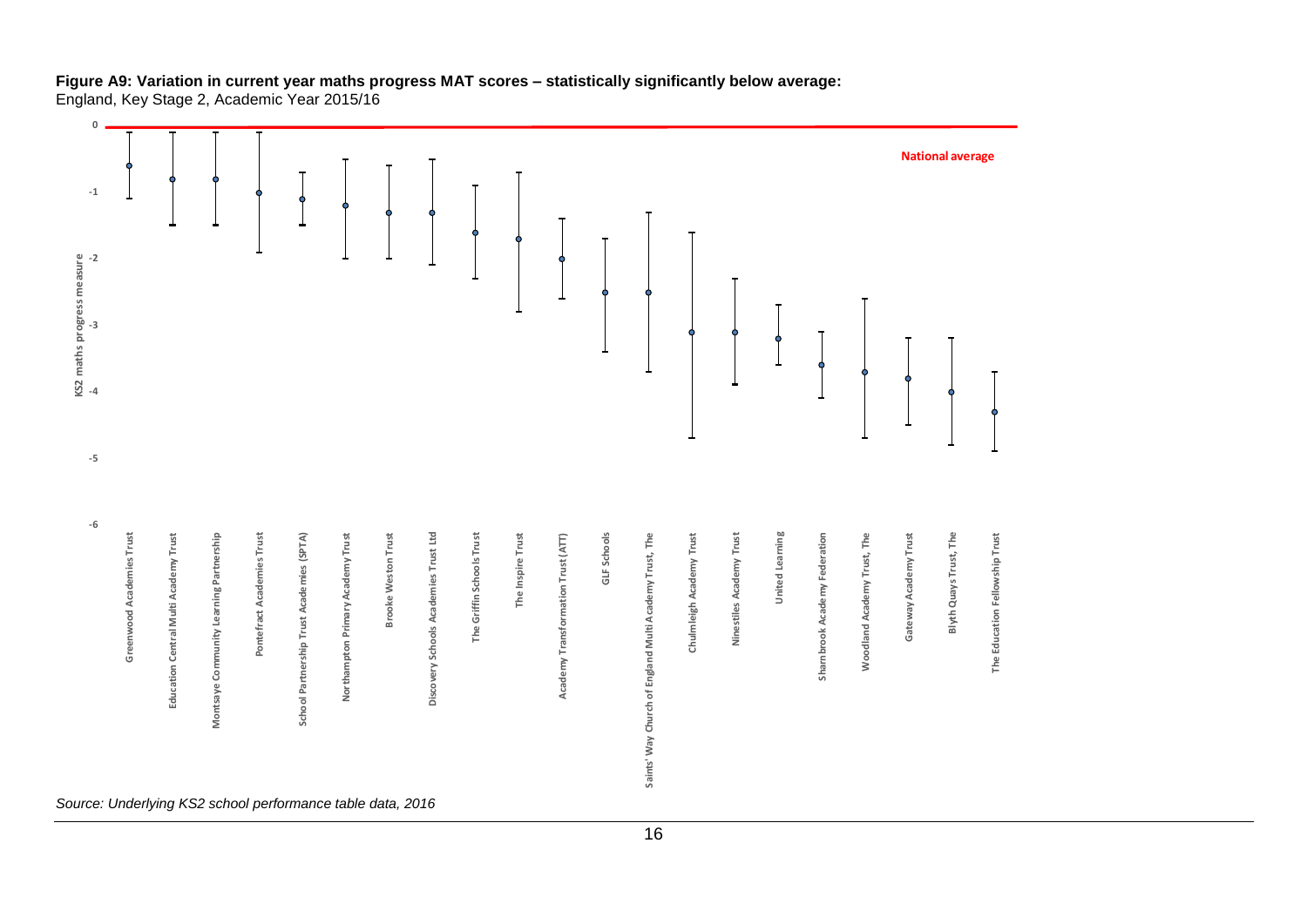**Figure A9: Variation in current year maths progress MAT scores – statistically significantly below average:**
England, Key Stage 2, Academic Year 2015/16

*Source: Underlying KS2 school performance table data, 2016*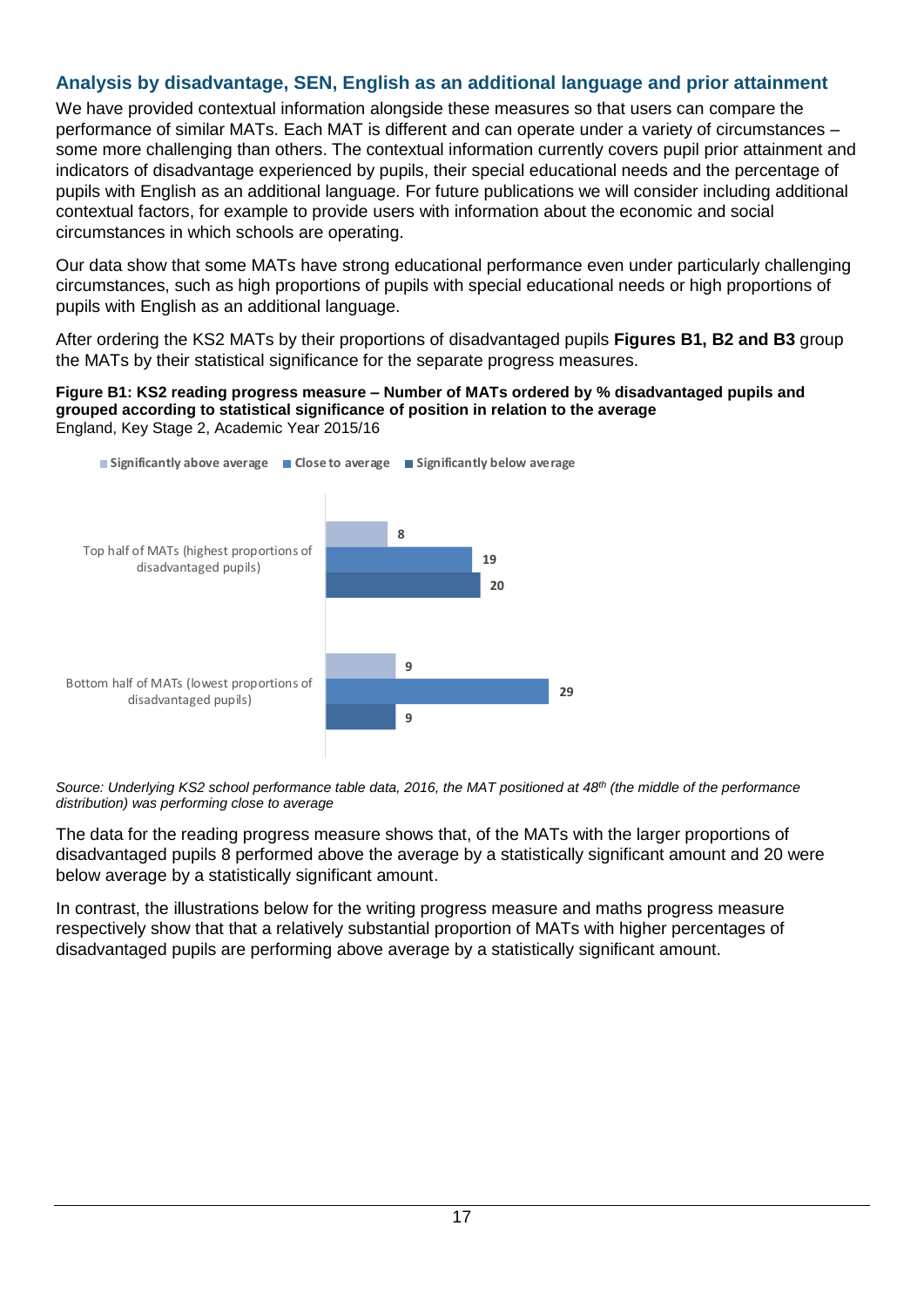### Analysis by disadvantage, SEN, English as an additional language and prior attainment

We have provided contextual information alongside these measures so that users can compare the performance of similar MATs. Each MAT is different and can operate under a variety of circumstances – some more challenging than others. The contextual information currently covers pupil prior attainment and indicators of disadvantage experienced by pupils, their special educational needs and the percentage of pupils with English as an additional language. For future publications we will consider including additional contextual factors, for example to provide users with information about the economic and social circumstances in which schools are operating.

Our data show that some MATs have strong educational performance even under particularly challenging circumstances, such as high proportions of pupils with special educational needs or high proportions of pupils with English as an additional language.

After ordering the KS2 MATs by their proportions of disadvantaged pupils **Figures B1, B2 and B3** group the MATs by their statistical significance for the separate progress measures.

**Figure B1: KS2 reading progress measure – Number of MATs ordered by % disadvantaged pupils and grouped according to statistical significance of position in relation to the average**
England, Key Stage 2, Academic Year 2015/16

| | Significantly above average | Close to average | Significantly below average |
|---|---|---|---|
| Top half of MATs (highest proportions of disadvantaged pupils) | 8 | 19 | 20 |
| Bottom half of MATs (lowest proportions of disadvantaged pupils) | 9 | 29 | 9 |

*Source: Underlying KS2 school performance table data, 2016, the MAT positioned at 48th (the middle of the performance distribution) was performing close to average*

The data for the reading progress measure shows that, of the MATs with the larger proportions of disadvantaged pupils 8 performed above the average by a statistically significant amount and 20 were below average by a statistically significant amount.

In contrast, the illustrations below for the writing progress measure and maths progress measure respectively show that that a relatively substantial proportion of MATs with higher percentages of disadvantaged pupils are performing above average by a statistically significant amount.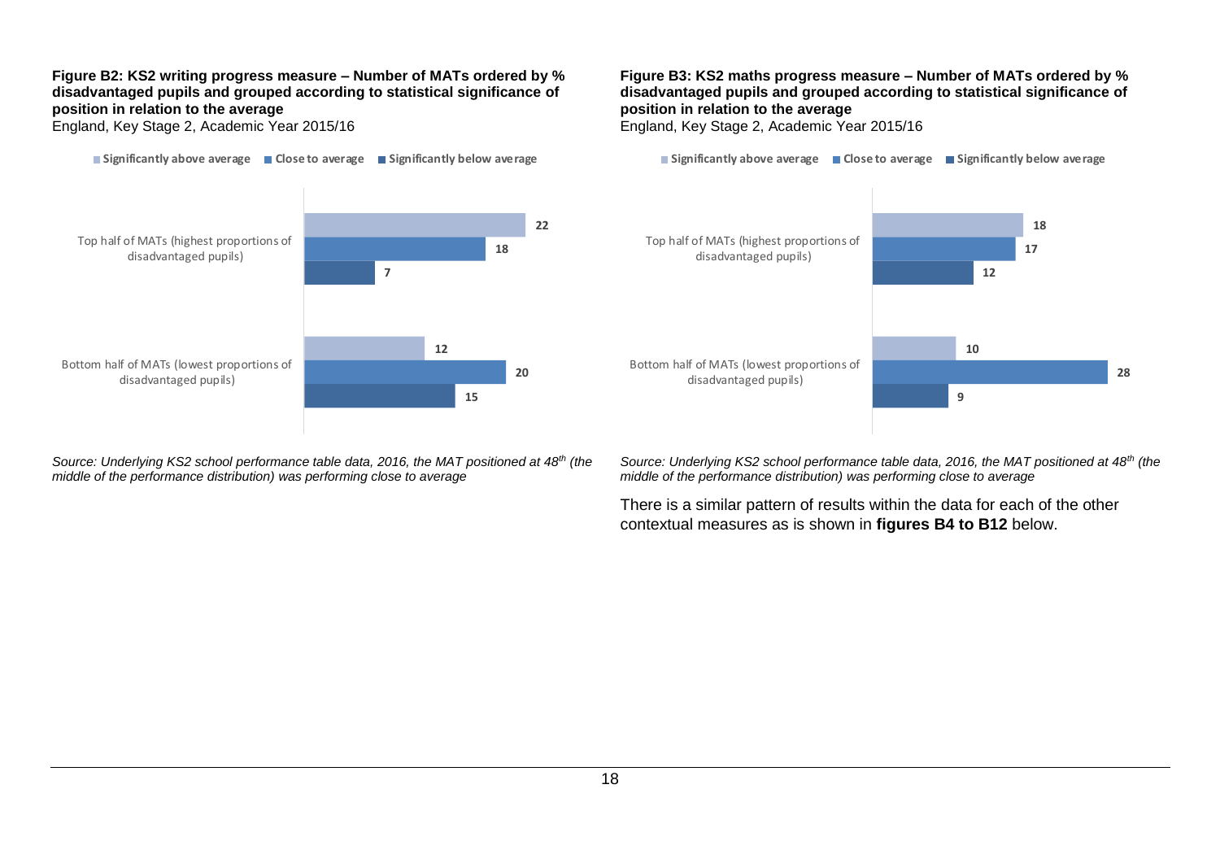**Figure B2: KS2 writing progress measure – Number of MATs ordered by % disadvantaged pupils and grouped according to statistical significance of position in relation to the average**

England, Key Stage 2, Academic Year 2015/16

| | Significantly above average | Close to average | Significantly below average |
|---|---|---|---|
| Top half of MATs (highest proportions of disadvantaged pupils) | 22 | 18 | 7 |
| Bottom half of MATs (lowest proportions of disadvantaged pupils) | 12 | 20 | 15 |

*Source: Underlying KS2 school performance table data, 2016, the MAT positioned at 48th (the middle of the performance distribution) was performing close to average*

**Figure B3: KS2 maths progress measure – Number of MATs ordered by % disadvantaged pupils and grouped according to statistical significance of position in relation to the average**

England, Key Stage 2, Academic Year 2015/16

| | Significantly above average | Close to average | Significantly below average |
|---|---|---|---|
| Top half of MATs (highest proportions of disadvantaged pupils) | 18 | 17 | 12 |
| Bottom half of MATs (lowest proportions of disadvantaged pupils) | 10 | 28 | 9 |

*Source: Underlying KS2 school performance table data, 2016, the MAT positioned at 48th (the middle of the performance distribution) was performing close to average*

There is a similar pattern of results within the data for each of the other contextual measures as is shown in **figures B4 to B12** below.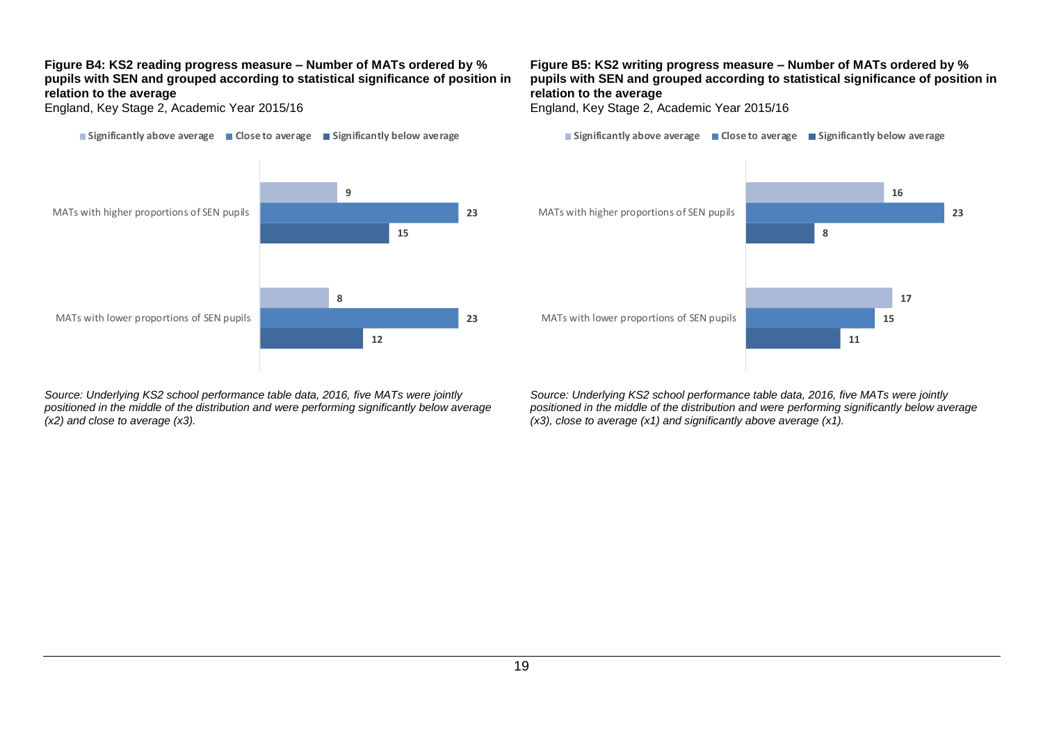**Figure B4: KS2 reading progress measure – Number of MATs ordered by % pupils with SEN and grouped according to statistical significance of position in relation to the average**

England, Key Stage 2, Academic Year 2015/16

| | Significantly above average | Close to average | Significantly below average |
| --- | --- | --- | --- |
| MATs with higher proportions of SEN pupils | 9 | 23 | 15 |
| MATs with lower proportions of SEN pupils | 8 | 23 | 12 |

*Source: Underlying KS2 school performance table data, 2016, five MATs were jointly positioned in the middle of the distribution and were performing significantly below average (x2) and close to average (x3).*

**Figure B5: KS2 writing progress measure – Number of MATs ordered by % pupils with SEN and grouped according to statistical significance of position in relation to the average**

England, Key Stage 2, Academic Year 2015/16

| | Significantly above average | Close to average | Significantly below average |
| --- | --- | --- | --- |
| MATs with higher proportions of SEN pupils | 16 | 23 | 8 |
| MATs with lower proportions of SEN pupils | 17 | 15 | 11 |

*Source: Underlying KS2 school performance table data, 2016, five MATs were jointly positioned in the middle of the distribution and were performing significantly below average (x3), close to average (x1) and significantly above average (x1).*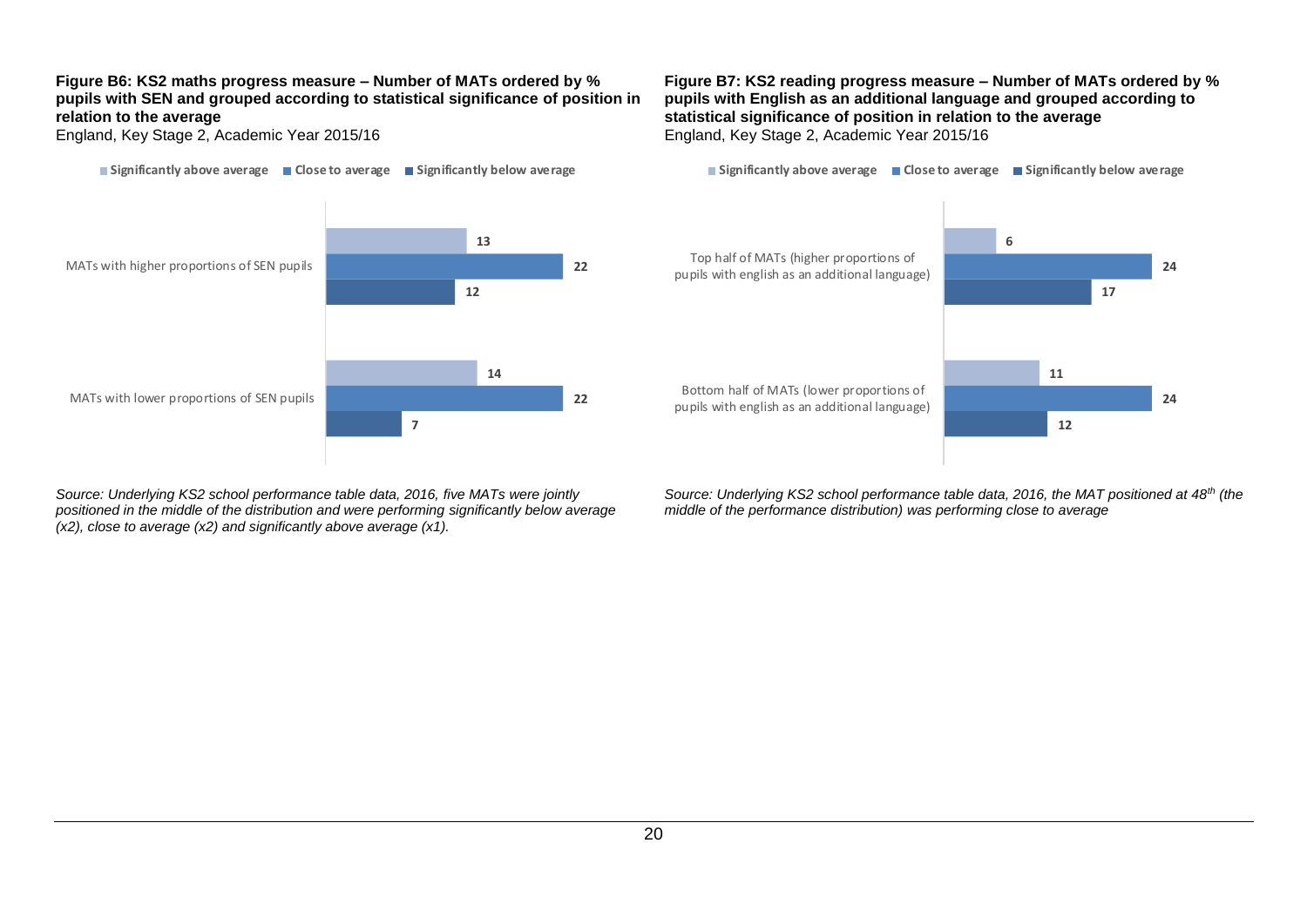**Figure B6: KS2 maths progress measure – Number of MATs ordered by % pupils with SEN and grouped according to statistical significance of position in relation to the average**

England, Key Stage 2, Academic Year 2015/16

| | Significantly above average | Close to average | Significantly below average |
| --- | --- | --- | --- |
| MATs with higher proportions of SEN pupils | 13 | 22 | 12 |
| MATs with lower proportions of SEN pupils | 14 | 22 | 7 |

*Source: Underlying KS2 school performance table data, 2016, five MATs were jointly positioned in the middle of the distribution and were performing significantly below average (x2), close to average (x2) and significantly above average (x1).*

**Figure B7: KS2 reading progress measure – Number of MATs ordered by % pupils with English as an additional language and grouped according to statistical significance of position in relation to the average**

England, Key Stage 2, Academic Year 2015/16

| | Significantly above average | Close to average | Significantly below average |
| --- | --- | --- | --- |
| Top half of MATs (higher proportions of pupils with english as an additional language) | 6 | 24 | 17 |
| Bottom half of MATs (lower proportions of pupils with english as an additional language) | 11 | 24 | 12 |

*Source: Underlying KS2 school performance table data, 2016, the MAT positioned at 48th (the middle of the performance distribution) was performing close to average*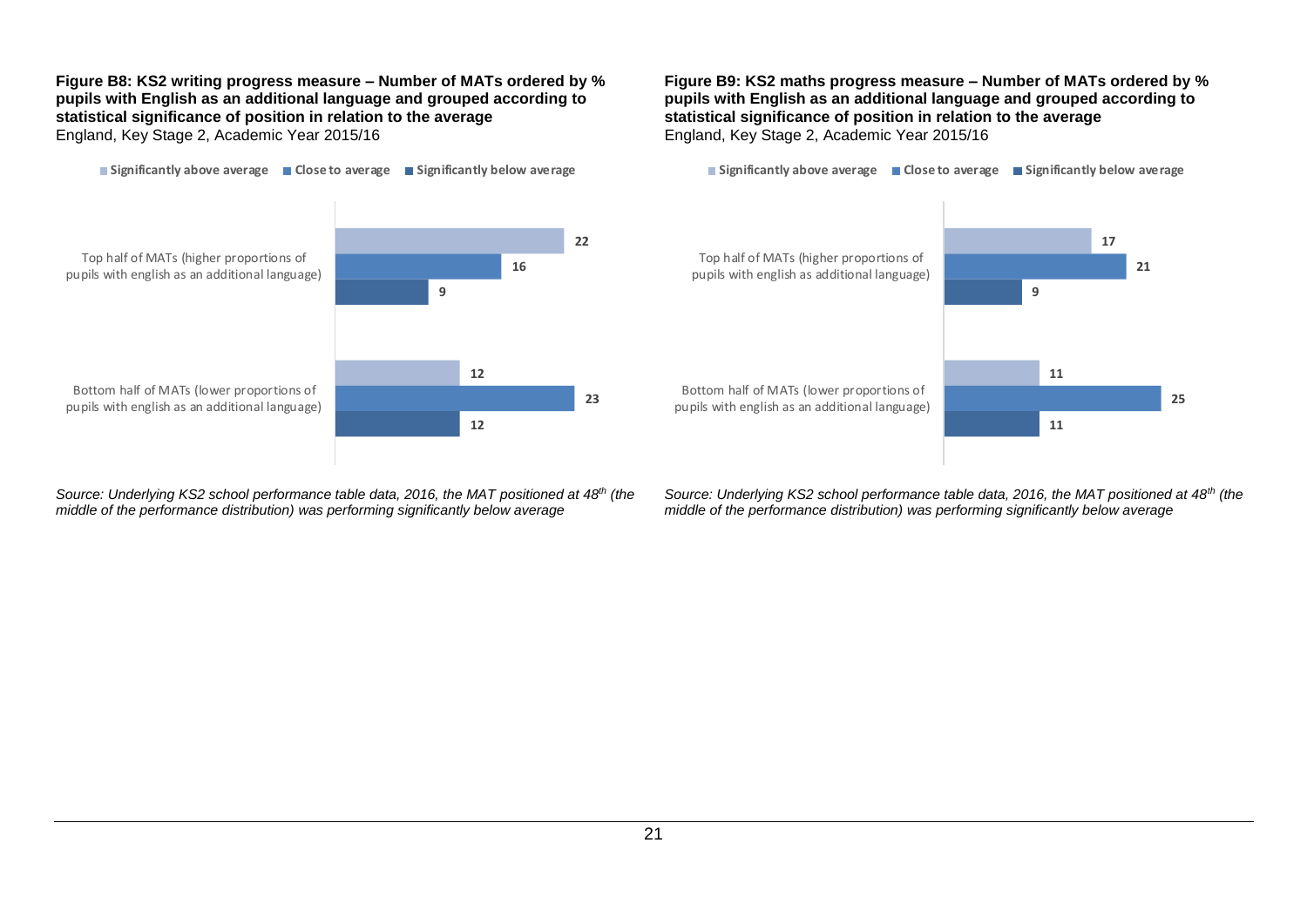**Figure B8: KS2 writing progress measure – Number of MATs ordered by % pupils with English as an additional language and grouped according to statistical significance of position in relation to the average**
England, Key Stage 2, Academic Year 2015/16

| | Significantly above average | Close to average | Significantly below average |
|---|---|---|---|
| Top half of MATs (higher proportions of pupils with english as an additional language) | 22 | 16 | 9 |
| Bottom half of MATs (lower proportions of pupils with english as an additional language) | 12 | 23 | 12 |

*Source: Underlying KS2 school performance table data, 2016, the MAT positioned at 48th (the middle of the performance distribution) was performing significantly below average*

**Figure B9: KS2 maths progress measure – Number of MATs ordered by % pupils with English as an additional language and grouped according to statistical significance of position in relation to the average**
England, Key Stage 2, Academic Year 2015/16

| | Significantly above average | Close to average | Significantly below average |
|---|---|---|---|
| Top half of MATs (higher proportions of pupils with english as additional language) | 17 | 21 | 9 |
| Bottom half of MATs (lower proportions of pupils with english as an additional language) | 11 | 25 | 11 |

*Source: Underlying KS2 school performance table data, 2016, the MAT positioned at 48th (the middle of the performance distribution) was performing significantly below average*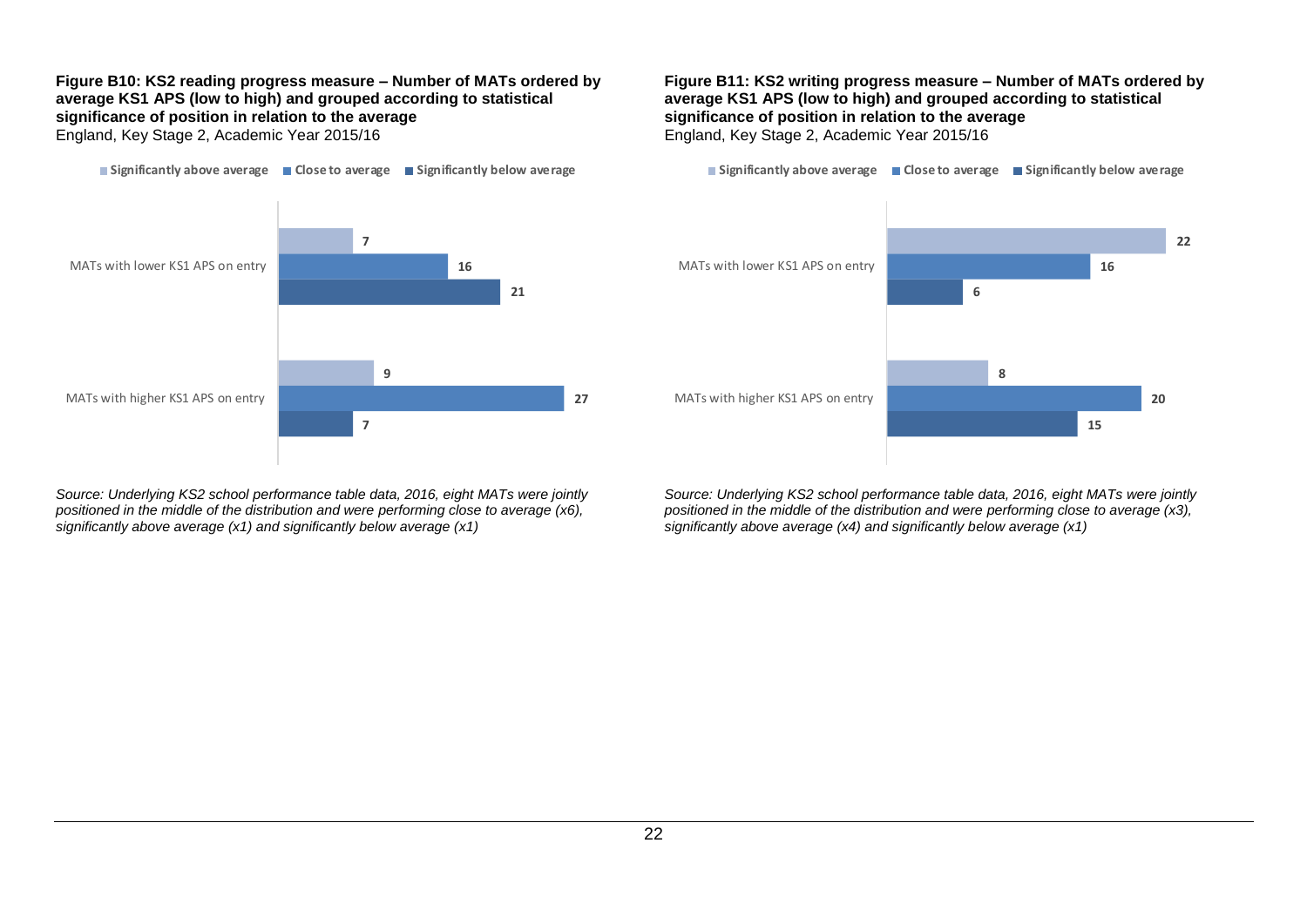**Figure B10: KS2 reading progress measure – Number of MATs ordered by average KS1 APS (low to high) and grouped according to statistical significance of position in relation to the average**

England, Key Stage 2, Academic Year 2015/16

| | Significantly above average | Close to average | Significantly below average |
|---|---|---|---|
| MATs with lower KS1 APS on entry | 7 | 16 | 21 |
| MATs with higher KS1 APS on entry | 9 | 27 | 7 |

*Source: Underlying KS2 school performance table data, 2016, eight MATs were jointly positioned in the middle of the distribution and were performing close to average (x6), significantly above average (x1) and significantly below average (x1)*

**Figure B11: KS2 writing progress measure – Number of MATs ordered by average KS1 APS (low to high) and grouped according to statistical significance of position in relation to the average**

England, Key Stage 2, Academic Year 2015/16

| | Significantly above average | Close to average | Significantly below average |
|---|---|---|---|
| MATs with lower KS1 APS on entry | 22 | 16 | 6 |
| MATs with higher KS1 APS on entry | 8 | 20 | 15 |

*Source: Underlying KS2 school performance table data, 2016, eight MATs were jointly positioned in the middle of the distribution and were performing close to average (x3), significantly above average (x4) and significantly below average (x1)*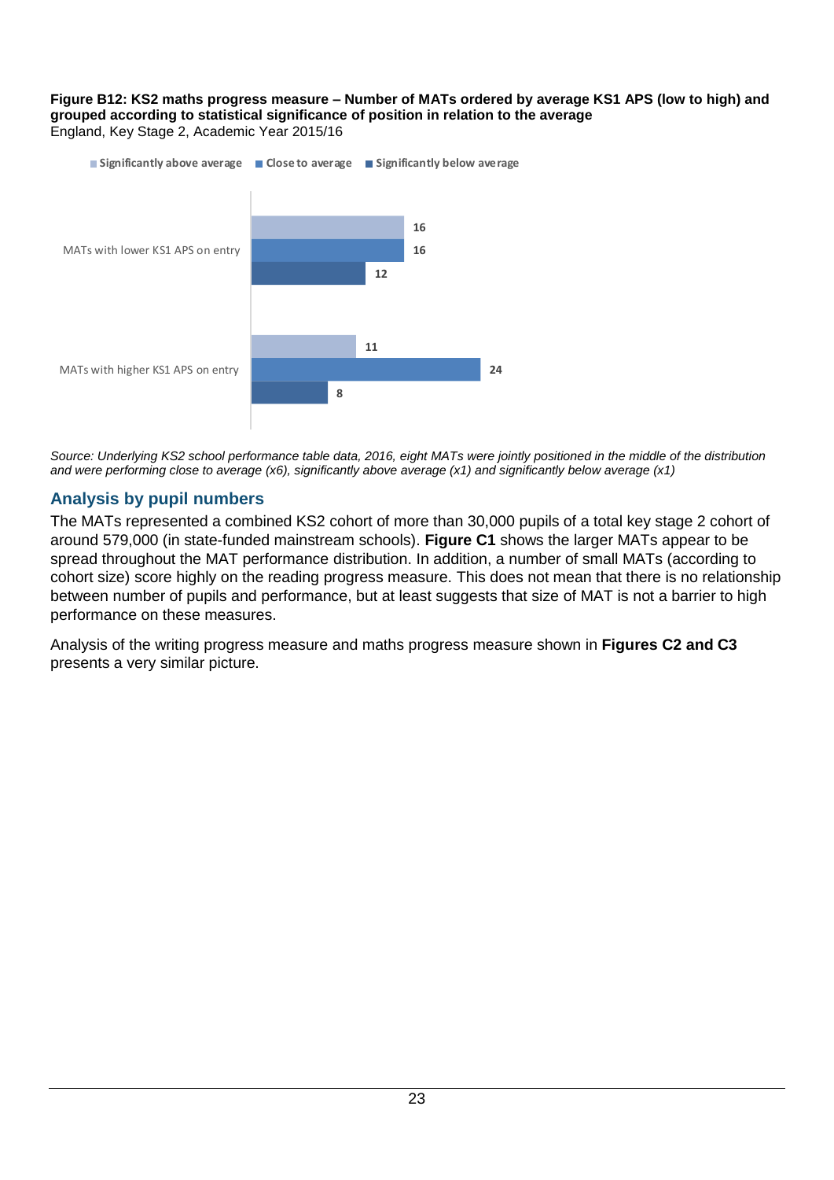**Figure B12: KS2 maths progress measure – Number of MATs ordered by average KS1 APS (low to high) and grouped according to statistical significance of position in relation to the average**
England, Key Stage 2, Academic Year 2015/16

| | Significantly above average | Close to average | Significantly below average |
|---|---|---|---|
| MATs with lower KS1 APS on entry | 16 | 16 | 12 |
| MATs with higher KS1 APS on entry | 11 | 24 | 8 |

*Source: Underlying KS2 school performance table data, 2016, eight MATs were jointly positioned in the middle of the distribution and were performing close to average (x6), significantly above average (x1) and significantly below average (x1)*

## Analysis by pupil numbers

The MATs represented a combined KS2 cohort of more than 30,000 pupils of a total key stage 2 cohort of around 579,000 (in state-funded mainstream schools). **Figure C1** shows the larger MATs appear to be spread throughout the MAT performance distribution. In addition, a number of small MATs (according to cohort size) score highly on the reading progress measure. This does not mean that there is no relationship between number of pupils and performance, but at least suggests that size of MAT is not a barrier to high performance on these measures.

Analysis of the writing progress measure and maths progress measure shown in **Figures C2 and C3** presents a very similar picture.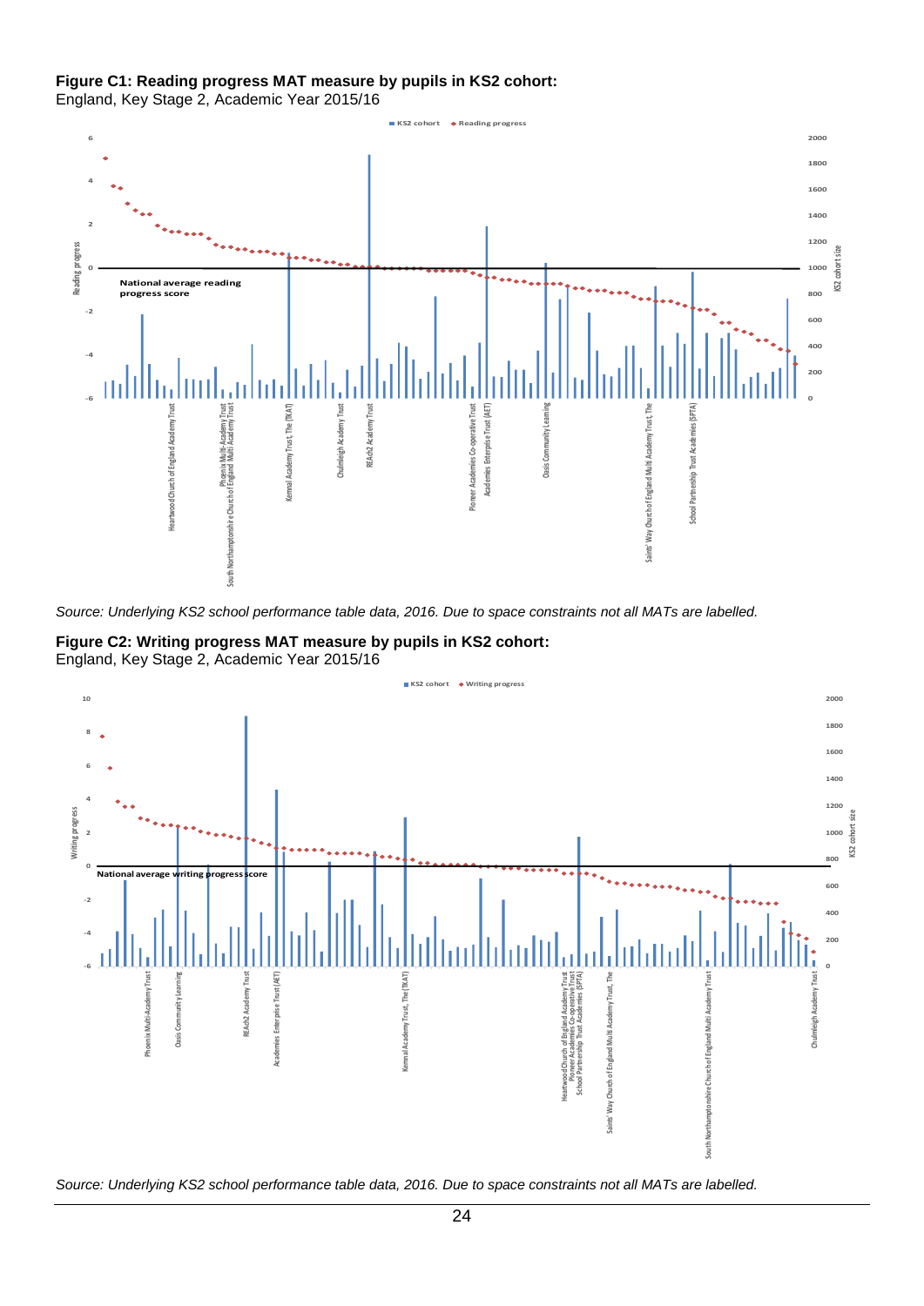**Figure C1: Reading progress MAT measure by pupils in KS2 cohort:**
England, Key Stage 2, Academic Year 2015/16

*Source: Underlying KS2 school performance table data, 2016. Due to space constraints not all MATs are labelled.*

**Figure C2: Writing progress MAT measure by pupils in KS2 cohort:**
England, Key Stage 2, Academic Year 2015/16

*Source: Underlying KS2 school performance table data, 2016. Due to space constraints not all MATs are labelled.*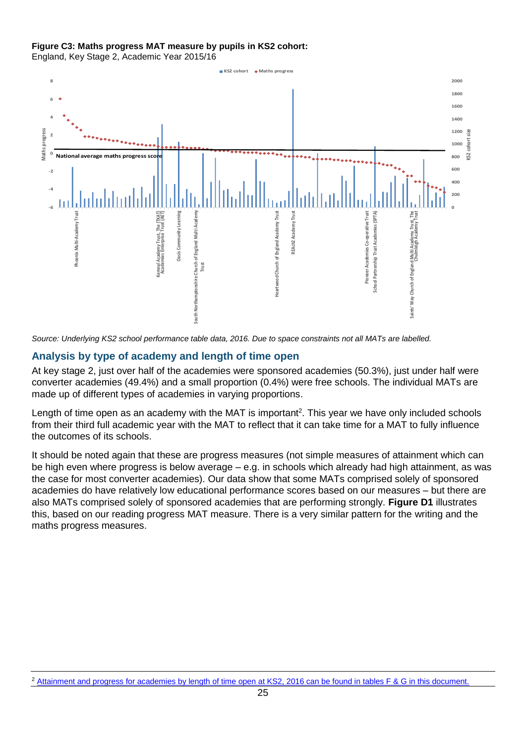**Figure C3: Maths progress MAT measure by pupils in KS2 cohort:**
England, Key Stage 2, Academic Year 2015/16

*Source: Underlying KS2 school performance table data, 2016. Due to space constraints not all MATs are labelled.*

## Analysis by type of academy and length of time open

At key stage 2, just over half of the academies were sponsored academies (50.3%), just under half were converter academies (49.4%) and a small proportion (0.4%) were free schools. The individual MATs are made up of different types of academies in varying proportions.

Length of time open as an academy with the MAT is important[2]. This year we have only included schools from their third full academic year with the MAT to reflect that it can take time for a MAT to fully influence the outcomes of its schools.

It should be noted again that these are progress measures (not simple measures of attainment which can be high even where progress is below average – e.g. in schools which already had high attainment, as was the case for most converter academies). Our data show that some MATs comprised solely of sponsored academies do have relatively low educational performance scores based on our measures – but there are also MATs comprised solely of sponsored academies that are performing strongly. **Figure D1** illustrates this, based on our reading progress MAT measure. There is a very similar pattern for the writing and the maths progress measures.

[2] Attainment and progress for academies by length of time open at KS2, 2016 can be found in tables F & G in this document.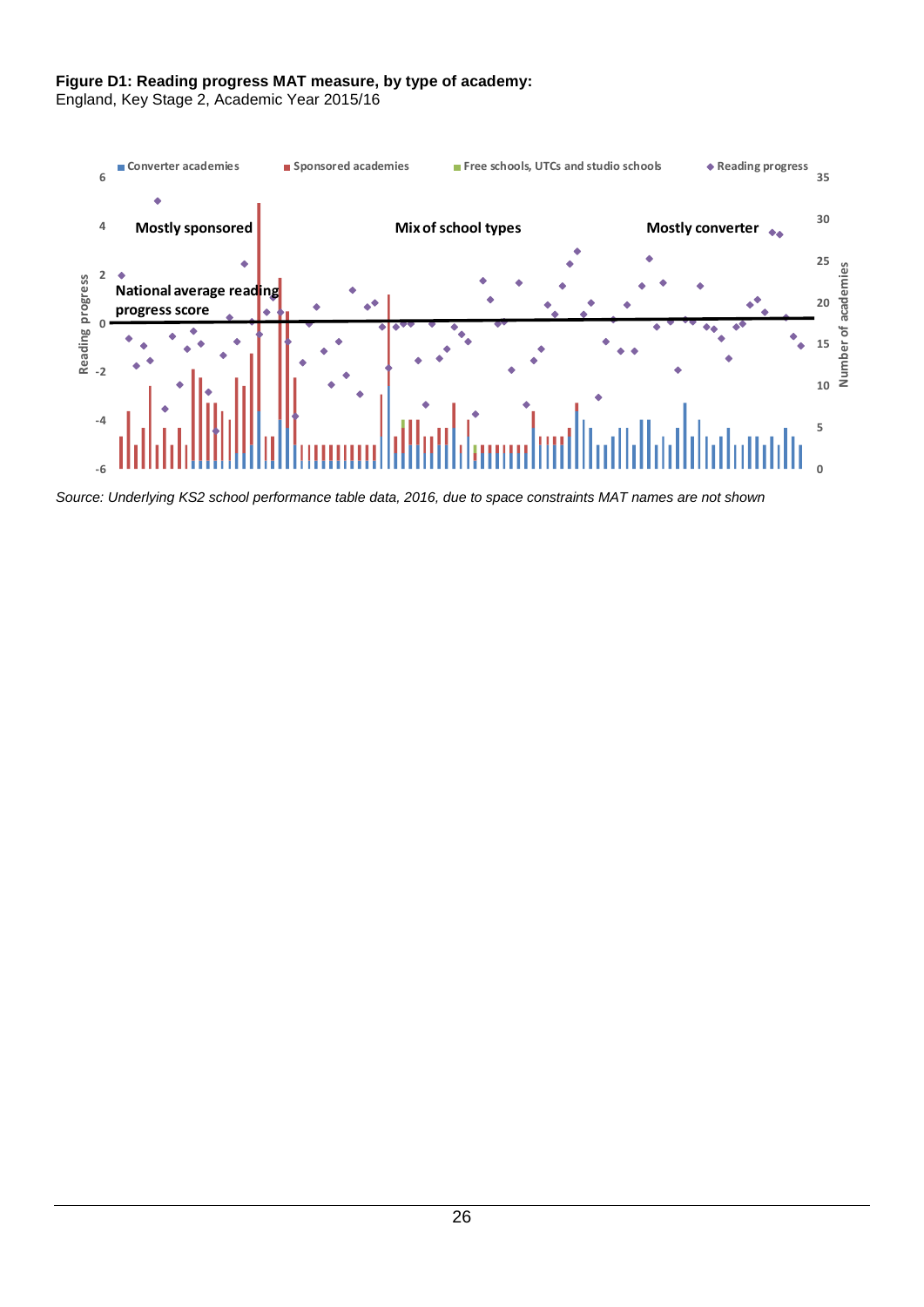**Figure D1: Reading progress MAT measure, by type of academy:**
England, Key Stage 2, Academic Year 2015/16

*Source: Underlying KS2 school performance table data, 2016, due to space constraints MAT names are not shown*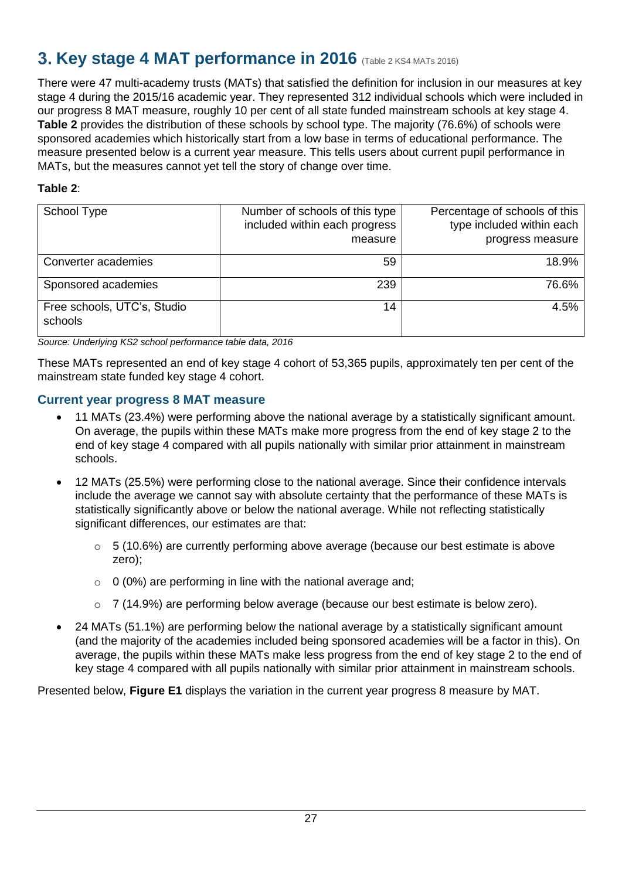## 3. Key stage 4 MAT performance in 2016 (Table 2 KS4 MATs 2016)

There were 47 multi-academy trusts (MATs) that satisfied the definition for inclusion in our measures at key stage 4 during the 2015/16 academic year. They represented 312 individual schools which were included in our progress 8 MAT measure, roughly 10 per cent of all state funded mainstream schools at key stage 4. **Table 2** provides the distribution of these schools by school type. The majority (76.6%) of schools were sponsored academies which historically start from a low base in terms of educational performance. The measure presented below is a current year measure. This tells users about current pupil performance in MATs, but the measures cannot yet tell the story of change over time.

**Table 2**:

| School Type | Number of schools of this type included within each progress measure | Percentage of schools of this type included within each progress measure |
|---|---:|---:|
| Converter academies | 59 | 18.9% |
| Sponsored academies | 239 | 76.6% |
| Free schools, UTC's, Studio schools | 14 | 4.5% |

*Source: Underlying KS2 school performance table data, 2016*

These MATs represented an end of key stage 4 cohort of 53,365 pupils, approximately ten per cent of the mainstream state funded key stage 4 cohort.

### Current year progress 8 MAT measure

- 11 MATs (23.4%) were performing above the national average by a statistically significant amount. On average, the pupils within these MATs make more progress from the end of key stage 2 to the end of key stage 4 compared with all pupils nationally with similar prior attainment in mainstream schools.
- 12 MATs (25.5%) were performing close to the national average. Since their confidence intervals include the average we cannot say with absolute certainty that the performance of these MATs is statistically significantly above or below the national average. While not reflecting statistically significant differences, our estimates are that:
  - 5 (10.6%) are currently performing above average (because our best estimate is above zero);
  - 0 (0%) are performing in line with the national average and;
  - 7 (14.9%) are performing below average (because our best estimate is below zero).
- 24 MATs (51.1%) are performing below the national average by a statistically significant amount (and the majority of the academies included being sponsored academies will be a factor in this). On average, the pupils within these MATs make less progress from the end of key stage 2 to the end of key stage 4 compared with all pupils nationally with similar prior attainment in mainstream schools.

Presented below, **Figure E1** displays the variation in the current year progress 8 measure by MAT.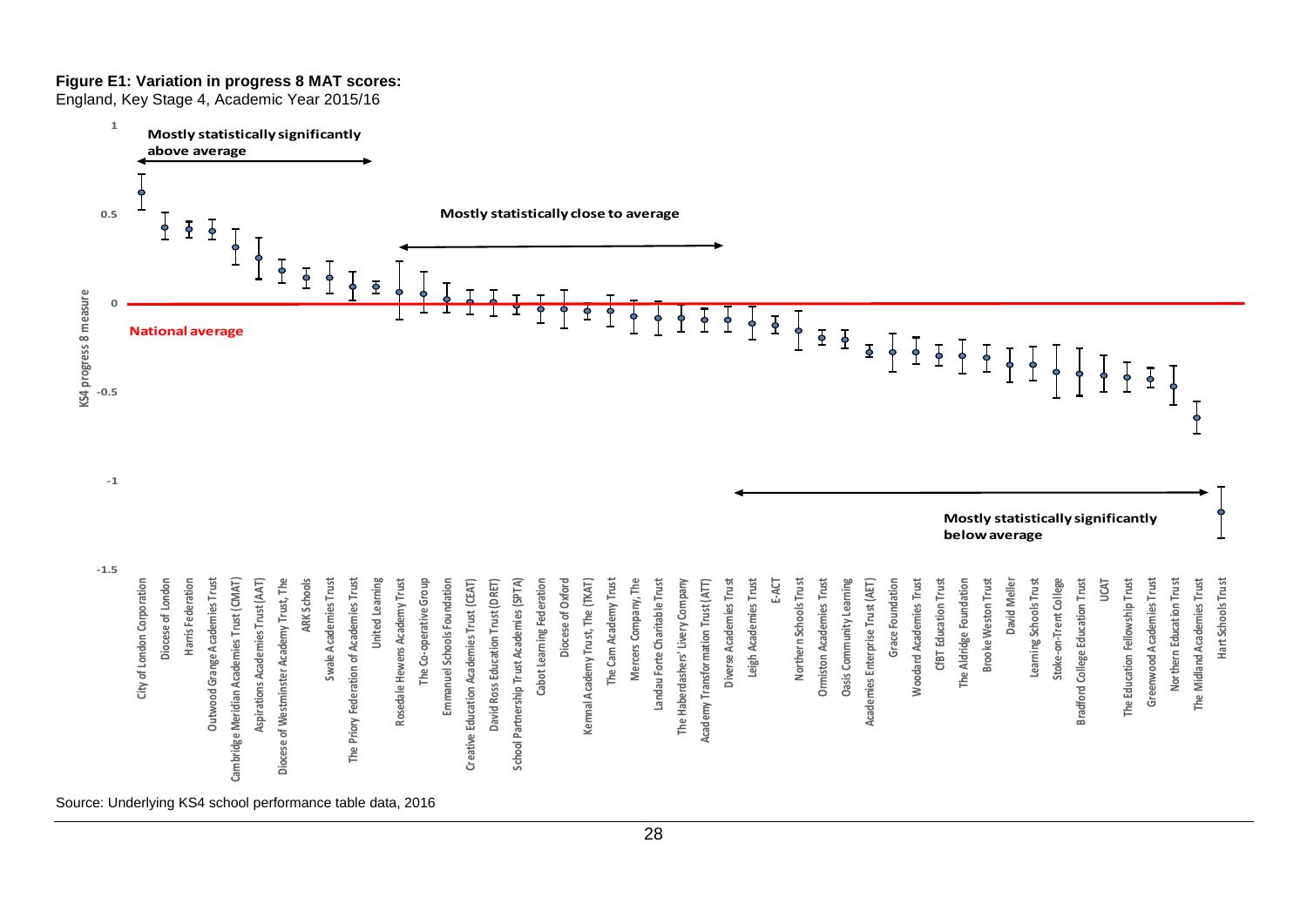**Figure E1: Variation in progress 8 MAT scores:**
England, Key Stage 4, Academic Year 2015/16

Mostly statistically significantly above average

Mostly statistically close to average

Mostly statistically significantly below average

National average

KS4 progress 8 measure

1
0.5
0
-0.5
-1
-1.5

City of London Corporation, Diocese of London, Harris Federation, Outwood Grange Academies Trust, Cambridge Meridian Academies Trust (CMAT), Aspirations Academies Trust (AAT), Diocese of Westminster Academy Trust, The, ARK Schools, Swale Academies Trust, The Priory Federation of Academies Trust, United Learning, Rosedale Hewens Academy Trust, The Co-operative Group, Emmanuel Schools Foundation, Creative Education Academies Trust (CEAT), David Ross Education Trust (DRET), School Partnership Trust Academies (SPTA), Cabot Learning Federation, Diocese of Oxford, Kemnal Academy Trust, The (TKAT), The Cam Academy Trust, Mercers Company, The, Landau Forte Charitable Trust, The Haberdashers' Livery Company, Academy Transformation Trust (ATT), Diverse Academies Trust, Leigh Academies Trust, E-ACT, Northern Schools Trust, Ormiston Academies Trust, Oasis Community Learning, Academies Enterprise Trust (AET), Grace Foundation, Woodard Academies Trust, CfBT Education Trust, The Aldridge Foundation, Brooke Weston Trust, David Meller, Learning Schools Trust, Stoke-on-Trent College, Bradford College Education Trust, UCAT, The Education Fellowship Trust, Greenwood Academies Trust, Northern Education Trust, The Midland Academies Trust, Hart Schools Trust

Source: Underlying KS4 school performance table data, 2016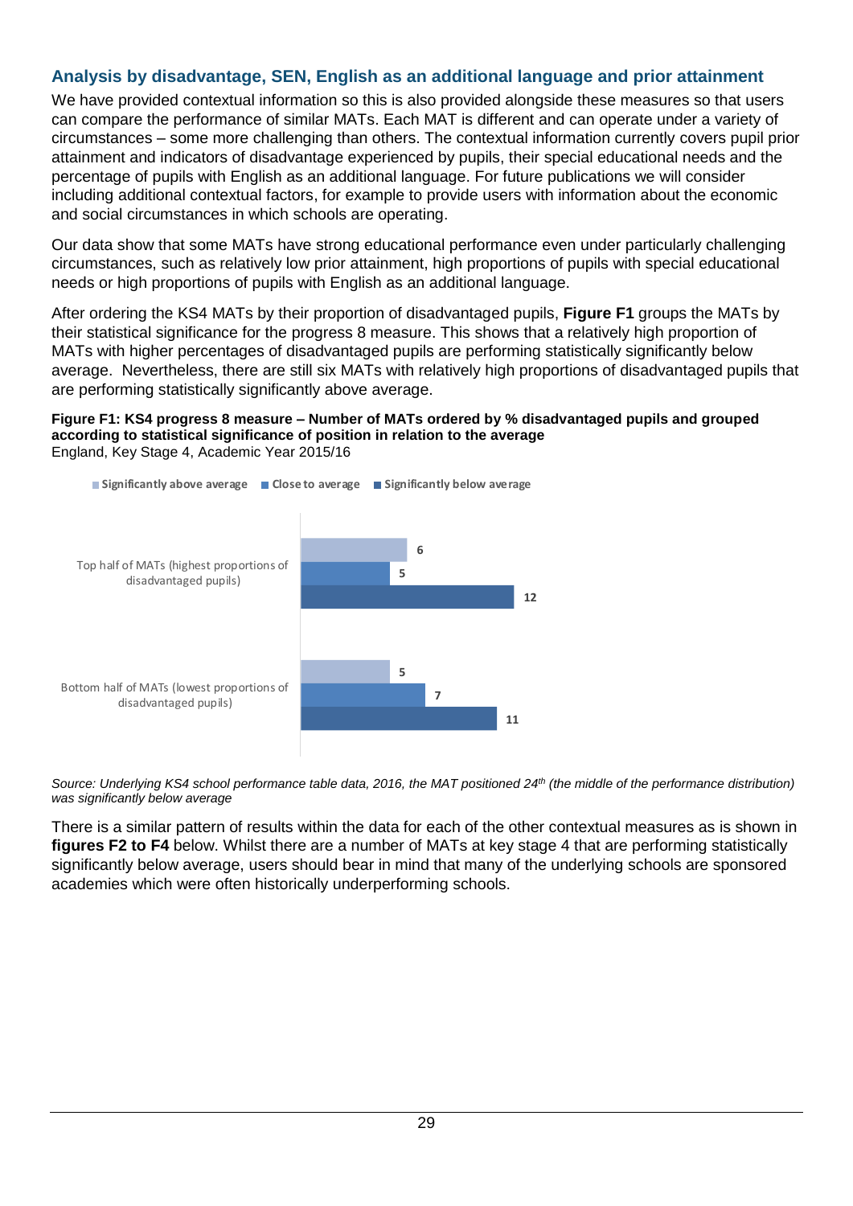### Analysis by disadvantage, SEN, English as an additional language and prior attainment

We have provided contextual information so this is also provided alongside these measures so that users can compare the performance of similar MATs. Each MAT is different and can operate under a variety of circumstances – some more challenging than others. The contextual information currently covers pupil prior attainment and indicators of disadvantage experienced by pupils, their special educational needs and the percentage of pupils with English as an additional language. For future publications we will consider including additional contextual factors, for example to provide users with information about the economic and social circumstances in which schools are operating.

Our data show that some MATs have strong educational performance even under particularly challenging circumstances, such as relatively low prior attainment, high proportions of pupils with special educational needs or high proportions of pupils with English as an additional language.

After ordering the KS4 MATs by their proportion of disadvantaged pupils, **Figure F1** groups the MATs by their statistical significance for the progress 8 measure. This shows that a relatively high proportion of MATs with higher percentages of disadvantaged pupils are performing statistically significantly below average. Nevertheless, there are still six MATs with relatively high proportions of disadvantaged pupils that are performing statistically significantly above average.

**Figure F1: KS4 progress 8 measure – Number of MATs ordered by % disadvantaged pupils and grouped according to statistical significance of position in relation to the average**
England, Key Stage 4, Academic Year 2015/16

| | Significantly above average | Close to average | Significantly below average |
|---|---|---|---|
| Top half of MATs (highest proportions of disadvantaged pupils) | 6 | 5 | 12 |
| Bottom half of MATs (lowest proportions of disadvantaged pupils) | 5 | 7 | 11 |

*Source: Underlying KS4 school performance table data, 2016, the MAT positioned 24th (the middle of the performance distribution) was significantly below average*

There is a similar pattern of results within the data for each of the other contextual measures as is shown in **figures F2 to F4** below. Whilst there are a number of MATs at key stage 4 that are performing statistically significantly below average, users should bear in mind that many of the underlying schools are sponsored academies which were often historically underperforming schools.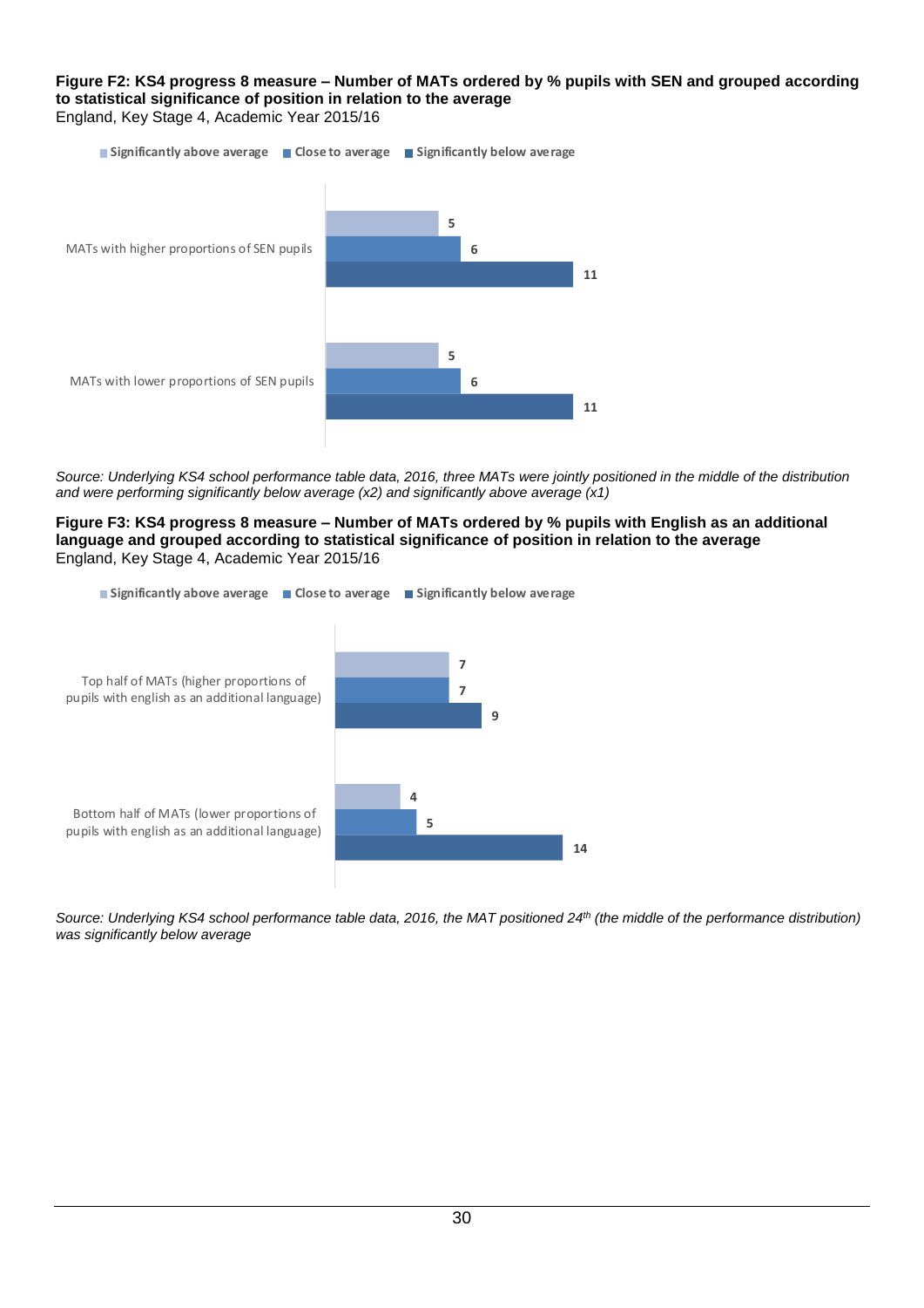**Figure F2: KS4 progress 8 measure – Number of MATs ordered by % pupils with SEN and grouped according to statistical significance of position in relation to the average**
England, Key Stage 4, Academic Year 2015/16

| | Significantly above average | Close to average | Significantly below average |
|---|---|---|---|
| MATs with higher proportions of SEN pupils | 5 | 6 | 11 |
| MATs with lower proportions of SEN pupils | 5 | 6 | 11 |

*Source: Underlying KS4 school performance table data, 2016, three MATs were jointly positioned in the middle of the distribution and were performing significantly below average (x2) and significantly above average (x1)*

**Figure F3: KS4 progress 8 measure – Number of MATs ordered by % pupils with English as an additional language and grouped according to statistical significance of position in relation to the average**
England, Key Stage 4, Academic Year 2015/16

| | Significantly above average | Close to average | Significantly below average |
|---|---|---|---|
| Top half of MATs (higher proportions of pupils with english as an additional language) | 7 | 7 | 9 |
| Bottom half of MATs (lower proportions of pupils with english as an additional language) | 4 | 5 | 14 |

*Source: Underlying KS4 school performance table data, 2016, the MAT positioned 24th (the middle of the performance distribution) was significantly below average*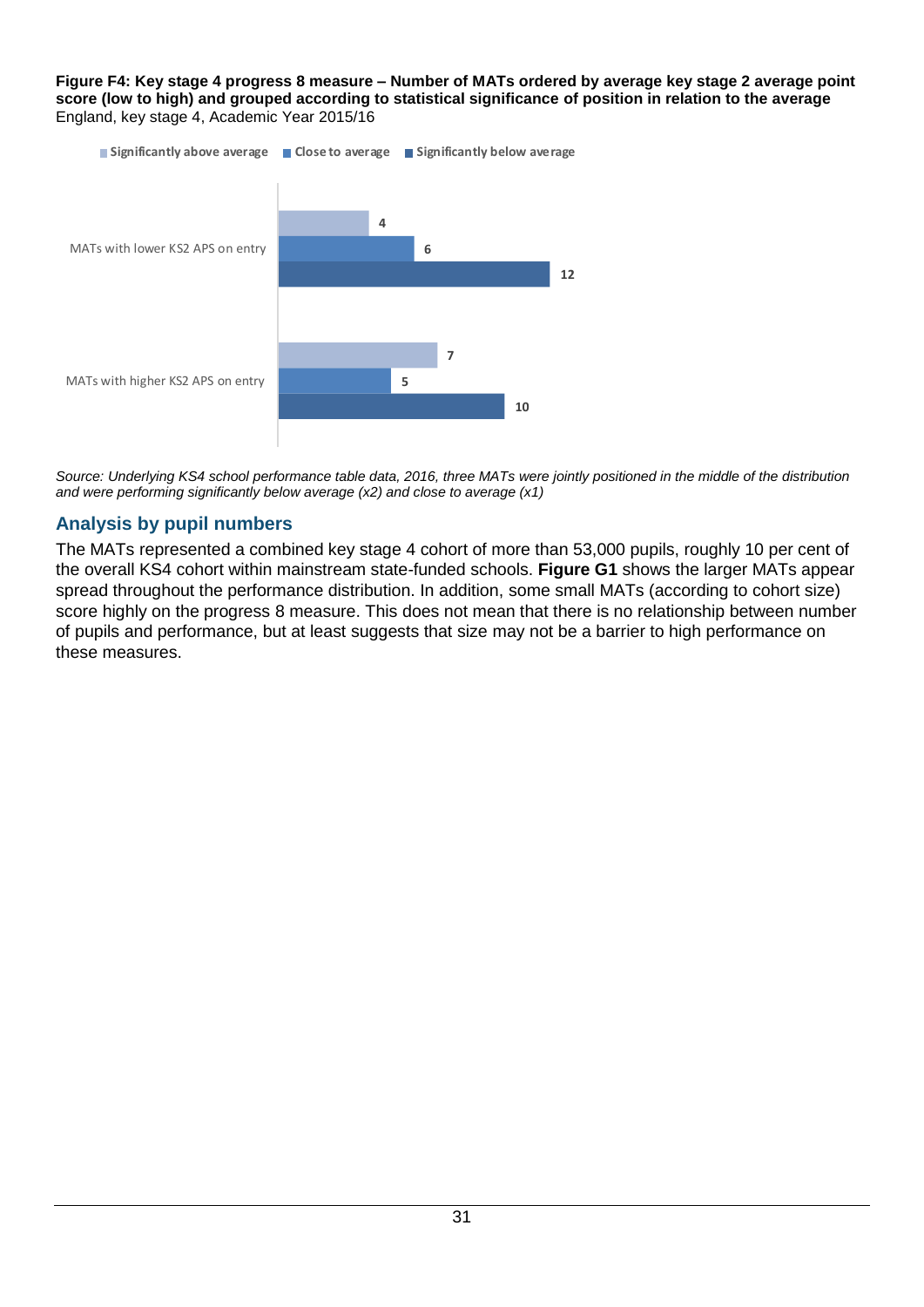**Figure F4: Key stage 4 progress 8 measure – Number of MATs ordered by average key stage 2 average point score (low to high) and grouped according to statistical significance of position in relation to the average**
England, key stage 4, Academic Year 2015/16

| | Significantly above average | Close to average | Significantly below average |
|---|---|---|---|
| MATs with lower KS2 APS on entry | 4 | 6 | 12 |
| MATs with higher KS2 APS on entry | 7 | 5 | 10 |

*Source: Underlying KS4 school performance table data, 2016, three MATs were jointly positioned in the middle of the distribution and were performing significantly below average (x2) and close to average (x1)*

## Analysis by pupil numbers

The MATs represented a combined key stage 4 cohort of more than 53,000 pupils, roughly 10 per cent of the overall KS4 cohort within mainstream state-funded schools. **Figure G1** shows the larger MATs appear spread throughout the performance distribution. In addition, some small MATs (according to cohort size) score highly on the progress 8 measure. This does not mean that there is no relationship between number of pupils and performance, but at least suggests that size may not be a barrier to high performance on these measures.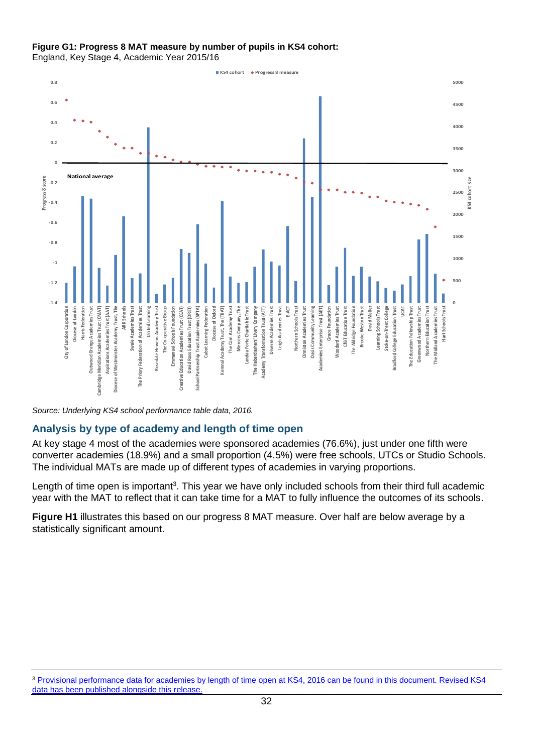**Figure G1: Progress 8 MAT measure by number of pupils in KS4 cohort:**
England, Key Stage 4, Academic Year 2015/16

*Source: Underlying KS4 school performance table data, 2016.*

## Analysis by type of academy and length of time open

At key stage 4 most of the academies were sponsored academies (76.6%), just under one fifth were converter academies (18.9%) and a small proportion (4.5%) were free schools, UTCs or Studio Schools. The individual MATs are made up of different types of academies in varying proportions.

Length of time open is important[3]. This year we have only included schools from their third full academic year with the MAT to reflect that it can take time for a MAT to fully influence the outcomes of its schools.

**Figure H1** illustrates this based on our progress 8 MAT measure. Over half are below average by a statistically significant amount.

---

[3] Provisional performance data for academies by length of time open at KS4, 2016 can be found in this document. Revised KS4 data has been published alongside this release.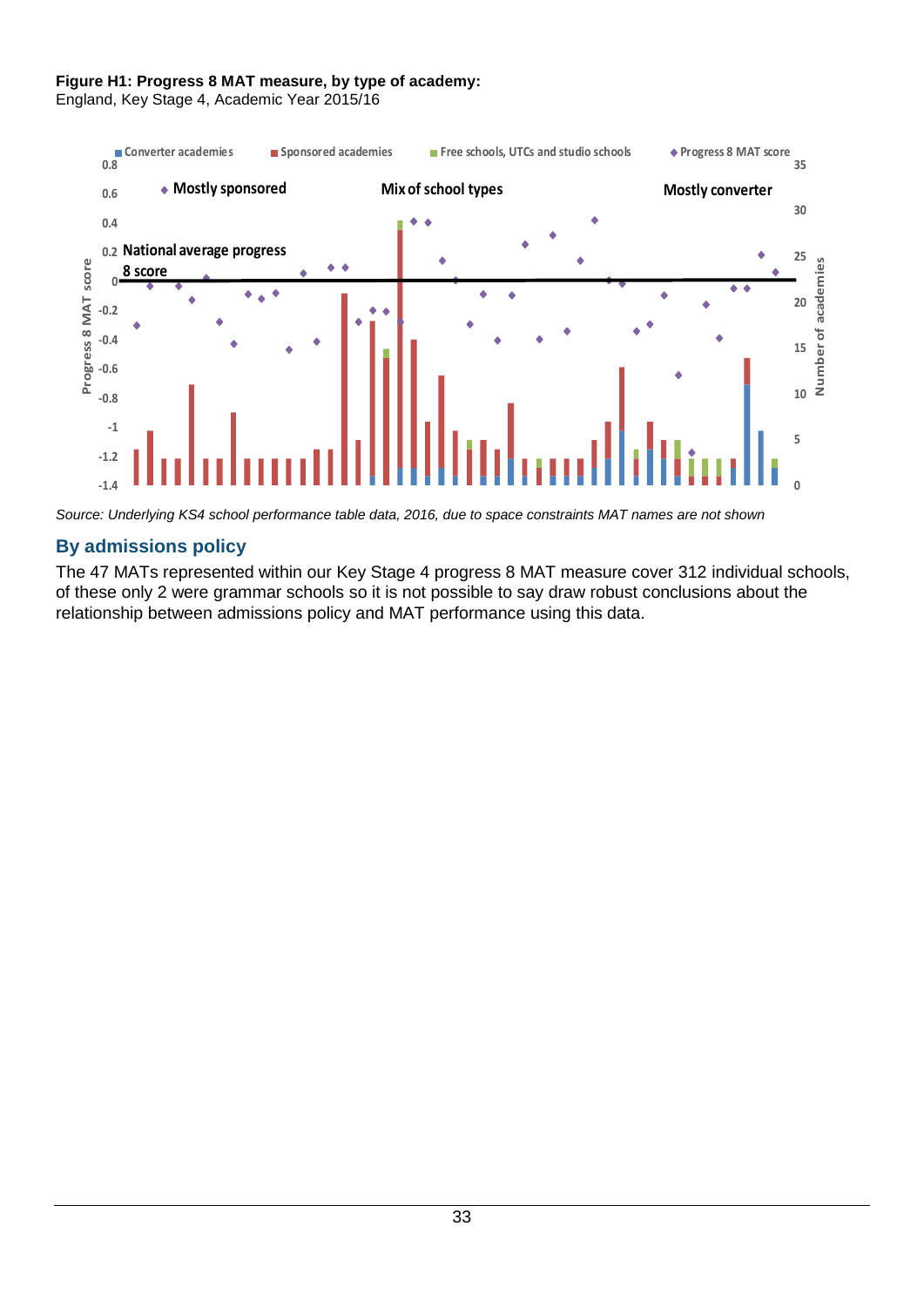**Figure H1: Progress 8 MAT measure, by type of academy:**
England, Key Stage 4, Academic Year 2015/16

*Source: Underlying KS4 school performance table data, 2016, due to space constraints MAT names are not shown*

## By admissions policy

The 47 MATs represented within our Key Stage 4 progress 8 MAT measure cover 312 individual schools, of these only 2 were grammar schools so it is not possible to say draw robust conclusions about the relationship between admissions policy and MAT performance using this data.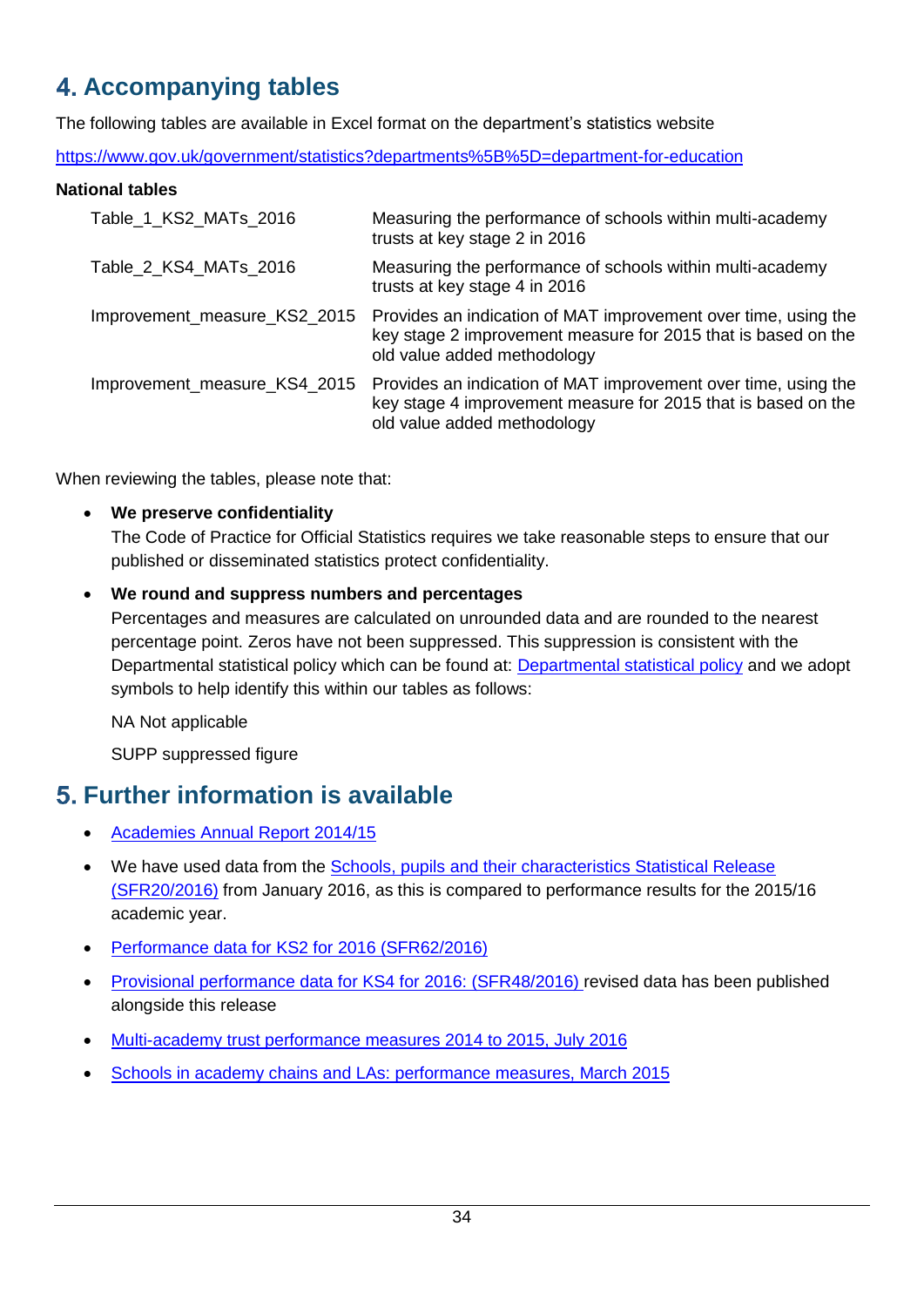## 4. Accompanying tables

The following tables are available in Excel format on the department's statistics website

https://www.gov.uk/government/statistics?departments%5B%5D=department-for-education

**National tables**

| | |
|---|---|
| Table_1_KS2_MATs_2016 | Measuring the performance of schools within multi-academy trusts at key stage 2 in 2016 |
| Table_2_KS4_MATs_2016 | Measuring the performance of schools within multi-academy trusts at key stage 4 in 2016 |
| Improvement_measure_KS2_2015 | Provides an indication of MAT improvement over time, using the key stage 2 improvement measure for 2015 that is based on the old value added methodology |
| Improvement_measure_KS4_2015 | Provides an indication of MAT improvement over time, using the key stage 4 improvement measure for 2015 that is based on the old value added methodology |

When reviewing the tables, please note that:

- **We preserve confidentiality**
  The Code of Practice for Official Statistics requires we take reasonable steps to ensure that our published or disseminated statistics protect confidentiality.

- **We round and suppress numbers and percentages**
  Percentages and measures are calculated on unrounded data and are rounded to the nearest percentage point. Zeros have not been suppressed. This suppression is consistent with the Departmental statistical policy which can be found at: Departmental statistical policy and we adopt symbols to help identify this within our tables as follows:

  NA Not applicable

  SUPP suppressed figure

## 5. Further information is available

- Academies Annual Report 2014/15
- We have used data from the Schools, pupils and their characteristics Statistical Release (SFR20/2016) from January 2016, as this is compared to performance results for the 2015/16 academic year.
- Performance data for KS2 for 2016 (SFR62/2016)
- Provisional performance data for KS4 for 2016: (SFR48/2016) revised data has been published alongside this release
- Multi-academy trust performance measures 2014 to 2015, July 2016
- Schools in academy chains and LAs: performance measures, March 2015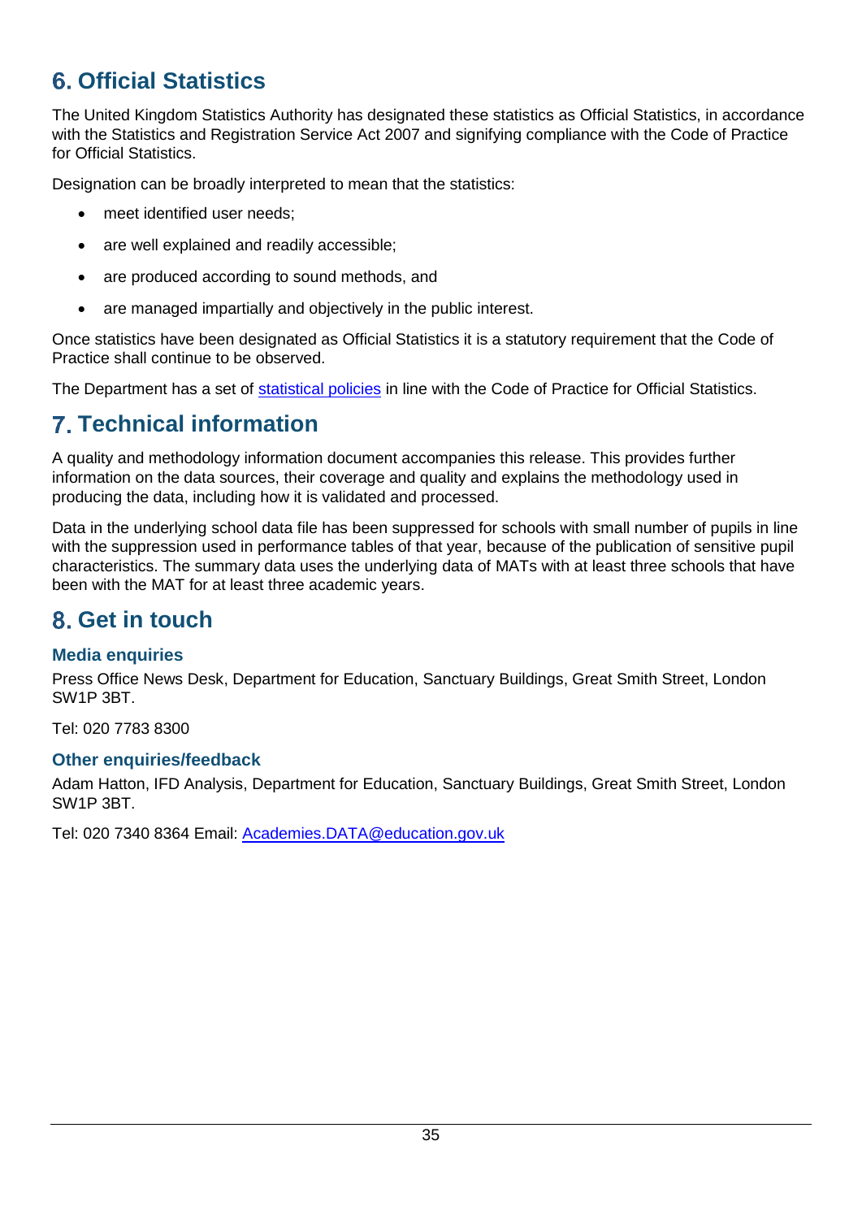## 6. Official Statistics

The United Kingdom Statistics Authority has designated these statistics as Official Statistics, in accordance with the Statistics and Registration Service Act 2007 and signifying compliance with the Code of Practice for Official Statistics.

Designation can be broadly interpreted to mean that the statistics:

- meet identified user needs;
- are well explained and readily accessible;
- are produced according to sound methods, and
- are managed impartially and objectively in the public interest.

Once statistics have been designated as Official Statistics it is a statutory requirement that the Code of Practice shall continue to be observed.

The Department has a set of [statistical policies](statistical policies) in line with the Code of Practice for Official Statistics.

## 7. Technical information

A quality and methodology information document accompanies this release. This provides further information on the data sources, their coverage and quality and explains the methodology used in producing the data, including how it is validated and processed.

Data in the underlying school data file has been suppressed for schools with small number of pupils in line with the suppression used in performance tables of that year, because of the publication of sensitive pupil characteristics. The summary data uses the underlying data of MATs with at least three schools that have been with the MAT for at least three academic years.

## 8. Get in touch

### Media enquiries

Press Office News Desk, Department for Education, Sanctuary Buildings, Great Smith Street, London SW1P 3BT.

Tel: 020 7783 8300

### Other enquiries/feedback

Adam Hatton, IFD Analysis, Department for Education, Sanctuary Buildings, Great Smith Street, London SW1P 3BT.

Tel: 020 7340 8364 Email: [Academies.DATA@education.gov.uk](mailto:Academies.DATA@education.gov.uk)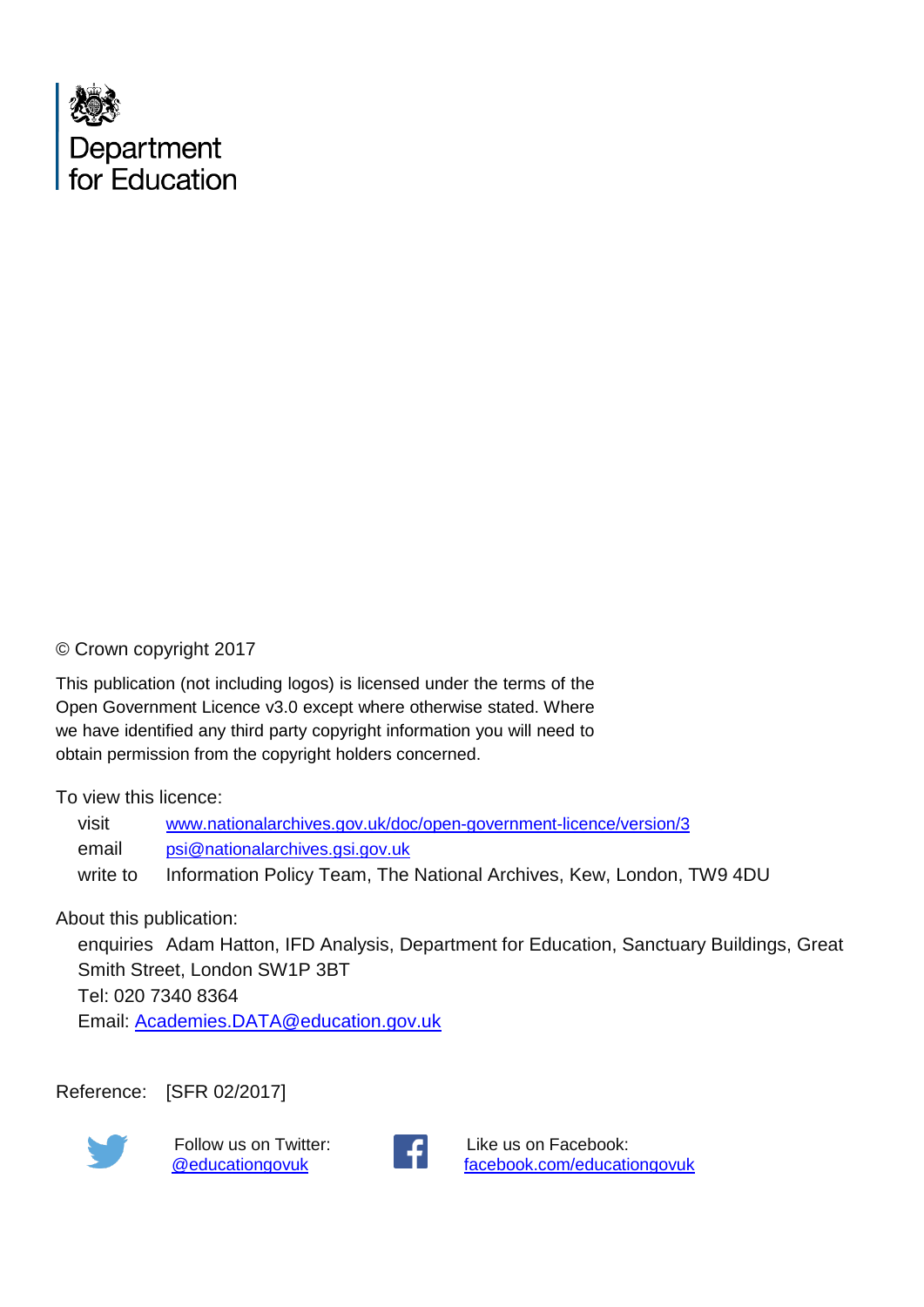Department for Education

© Crown copyright 2017

This publication (not including logos) is licensed under the terms of the Open Government Licence v3.0 except where otherwise stated. Where we have identified any third party copyright information you will need to obtain permission from the copyright holders concerned.

To view this licence:

visit www.nationalarchives.gov.uk/doc/open-government-licence/version/3
email psi@nationalarchives.gsi.gov.uk
write to Information Policy Team, The National Archives, Kew, London, TW9 4DU

About this publication:

enquiries Adam Hatton, IFD Analysis, Department for Education, Sanctuary Buildings, Great Smith Street, London SW1P 3BT
Tel: 020 7340 8364
Email: Academies.DATA@education.gov.uk

Reference: [SFR 02/2017]

Follow us on Twitter: @educationgovuk

Like us on Facebook: facebook.com/educationgovuk